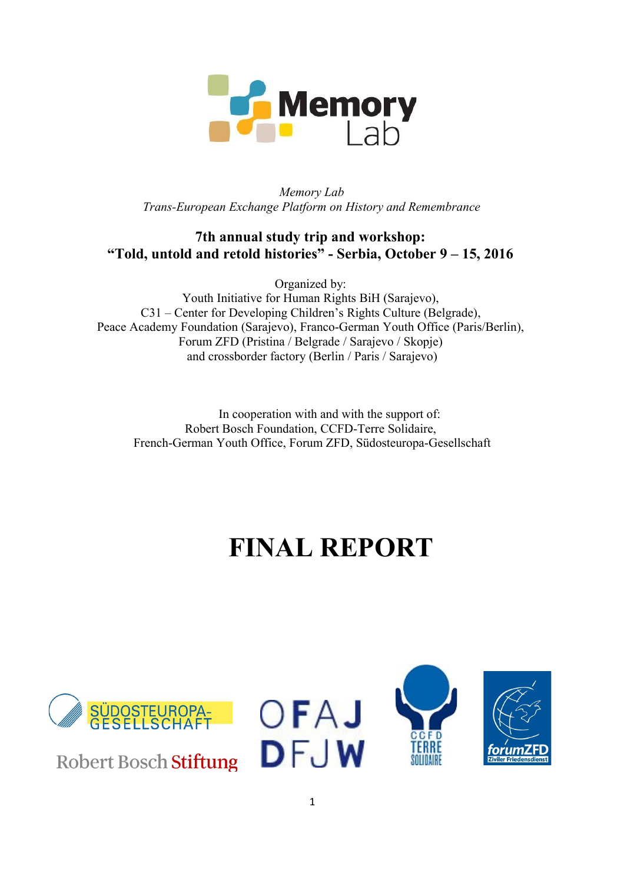Memory Lab

*Memory Lab*
*Trans-European Exchange Platform on History and Remembrance*

**7th annual study trip and workshop:**
**"Told, untold and retold histories" - Serbia, October 9 – 15, 2016**

Organized by:
Youth Initiative for Human Rights BiH (Sarajevo),
C31 – Center for Developing Children's Rights Culture (Belgrade),
Peace Academy Foundation (Sarajevo), Franco-German Youth Office (Paris/Berlin),
Forum ZFD (Pristina / Belgrade / Sarajevo / Skopje)
and crossborder factory (Berlin / Paris / Sarajevo)

In cooperation with and with the support of:
Robert Bosch Foundation, CCFD-Terre Solidaire,
French-German Youth Office, Forum ZFD, Südosteuropa-Gesellschaft

# FINAL REPORT

SÜDOSTEUROPA-GESELLSCHAFT

Robert Bosch Stiftung

OFAJ DFJW

CCFD TERRE SOLIDAIRE

forumZFD Ziviler Friedensdienst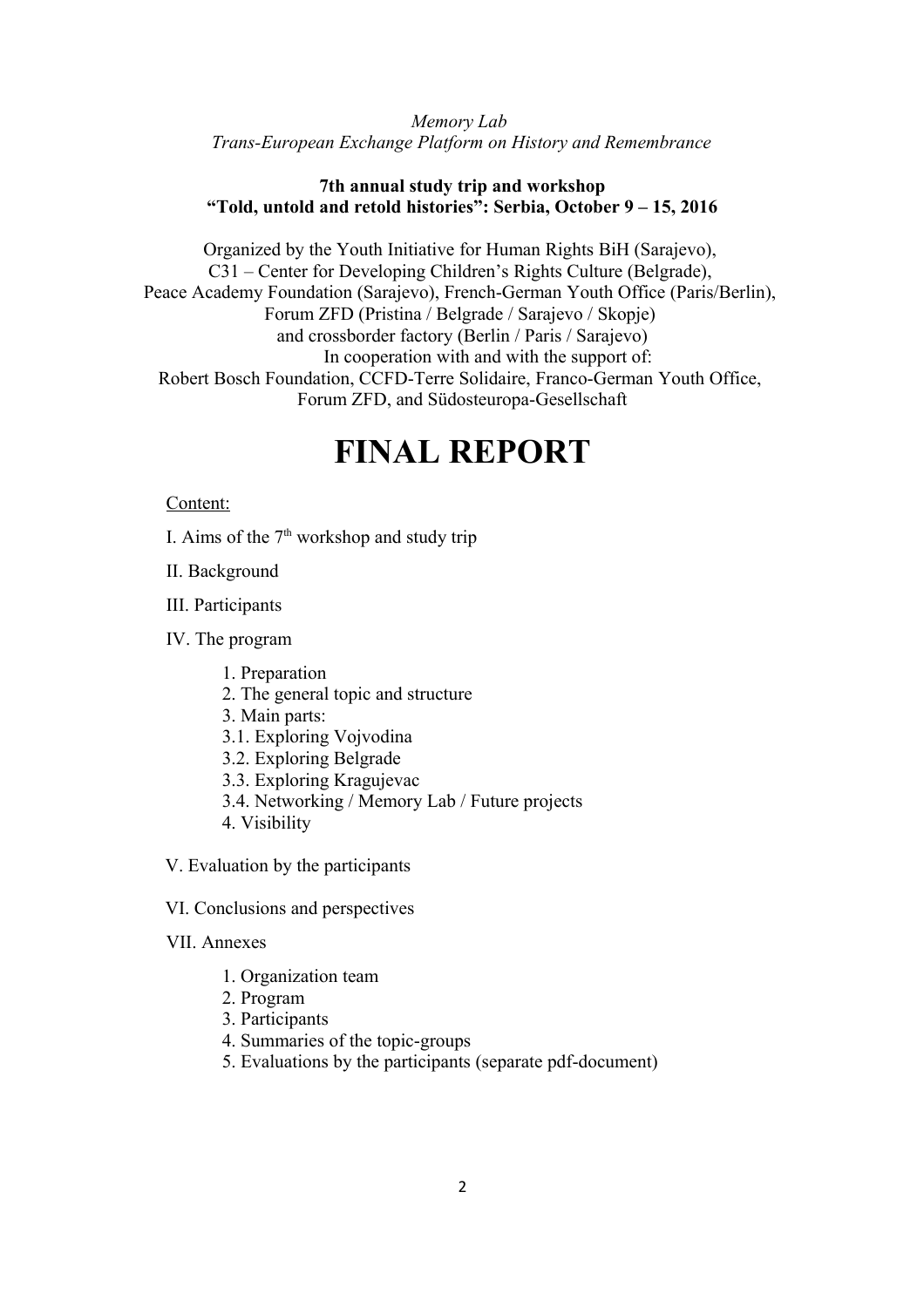*Memory Lab*
*Trans-European Exchange Platform on History and Remembrance*

**7th annual study trip and workshop**
**"Told, untold and retold histories": Serbia, October 9 – 15, 2016**

Organized by the Youth Initiative for Human Rights BiH (Sarajevo),
C31 – Center for Developing Children's Rights Culture (Belgrade),
Peace Academy Foundation (Sarajevo), French-German Youth Office (Paris/Berlin),
Forum ZFD (Pristina / Belgrade / Sarajevo / Skopje)
and crossborder factory (Berlin / Paris / Sarajevo)
In cooperation with and with the support of:
Robert Bosch Foundation, CCFD-Terre Solidaire, Franco-German Youth Office,
Forum ZFD, and Südosteuropa-Gesellschaft

# FINAL REPORT

Content:

I. Aims of the 7th workshop and study trip

II. Background

III. Participants

IV. The program

1. Preparation
2. The general topic and structure
3. Main parts:
   - 3.1. Exploring Vojvodina
   - 3.2. Exploring Belgrade
   - 3.3. Exploring Kragujevac
   - 3.4. Networking / Memory Lab / Future projects
4. Visibility

V. Evaluation by the participants

VI. Conclusions and perspectives

VII. Annexes

1. Organization team
2. Program
3. Participants
4. Summaries of the topic-groups
5. Evaluations by the participants (separate pdf-document)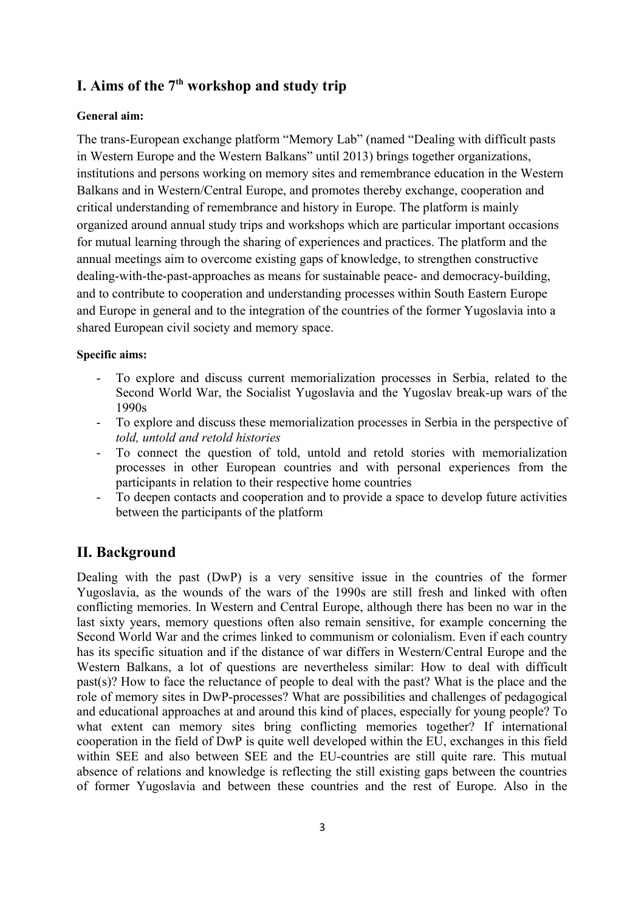## I. Aims of the 7th workshop and study trip

**General aim:**

The trans-European exchange platform "Memory Lab" (named "Dealing with difficult pasts in Western Europe and the Western Balkans" until 2013) brings together organizations, institutions and persons working on memory sites and remembrance education in the Western Balkans and in Western/Central Europe, and promotes thereby exchange, cooperation and critical understanding of remembrance and history in Europe. The platform is mainly organized around annual study trips and workshops which are particular important occasions for mutual learning through the sharing of experiences and practices. The platform and the annual meetings aim to overcome existing gaps of knowledge, to strengthen constructive dealing-with-the-past-approaches as means for sustainable peace- and democracy-building, and to contribute to cooperation and understanding processes within South Eastern Europe and Europe in general and to the integration of the countries of the former Yugoslavia into a shared European civil society and memory space.

**Specific aims:**

- To explore and discuss current memorialization processes in Serbia, related to the Second World War, the Socialist Yugoslavia and the Yugoslav break-up wars of the 1990s
- To explore and discuss these memorialization processes in Serbia in the perspective of *told, untold and retold histories*
- To connect the question of told, untold and retold stories with memorialization processes in other European countries and with personal experiences from the participants in relation to their respective home countries
- To deepen contacts and cooperation and to provide a space to develop future activities between the participants of the platform

## II. Background

Dealing with the past (DwP) is a very sensitive issue in the countries of the former Yugoslavia, as the wounds of the wars of the 1990s are still fresh and linked with often conflicting memories. In Western and Central Europe, although there has been no war in the last sixty years, memory questions often also remain sensitive, for example concerning the Second World War and the crimes linked to communism or colonialism. Even if each country has its specific situation and if the distance of war differs in Western/Central Europe and the Western Balkans, a lot of questions are nevertheless similar: How to deal with difficult past(s)? How to face the reluctance of people to deal with the past? What is the place and the role of memory sites in DwP-processes? What are possibilities and challenges of pedagogical and educational approaches at and around this kind of places, especially for young people? To what extent can memory sites bring conflicting memories together? If international cooperation in the field of DwP is quite well developed within the EU, exchanges in this field within SEE and also between SEE and the EU-countries are still quite rare. This mutual absence of relations and knowledge is reflecting the still existing gaps between the countries of former Yugoslavia and between these countries and the rest of Europe. Also in the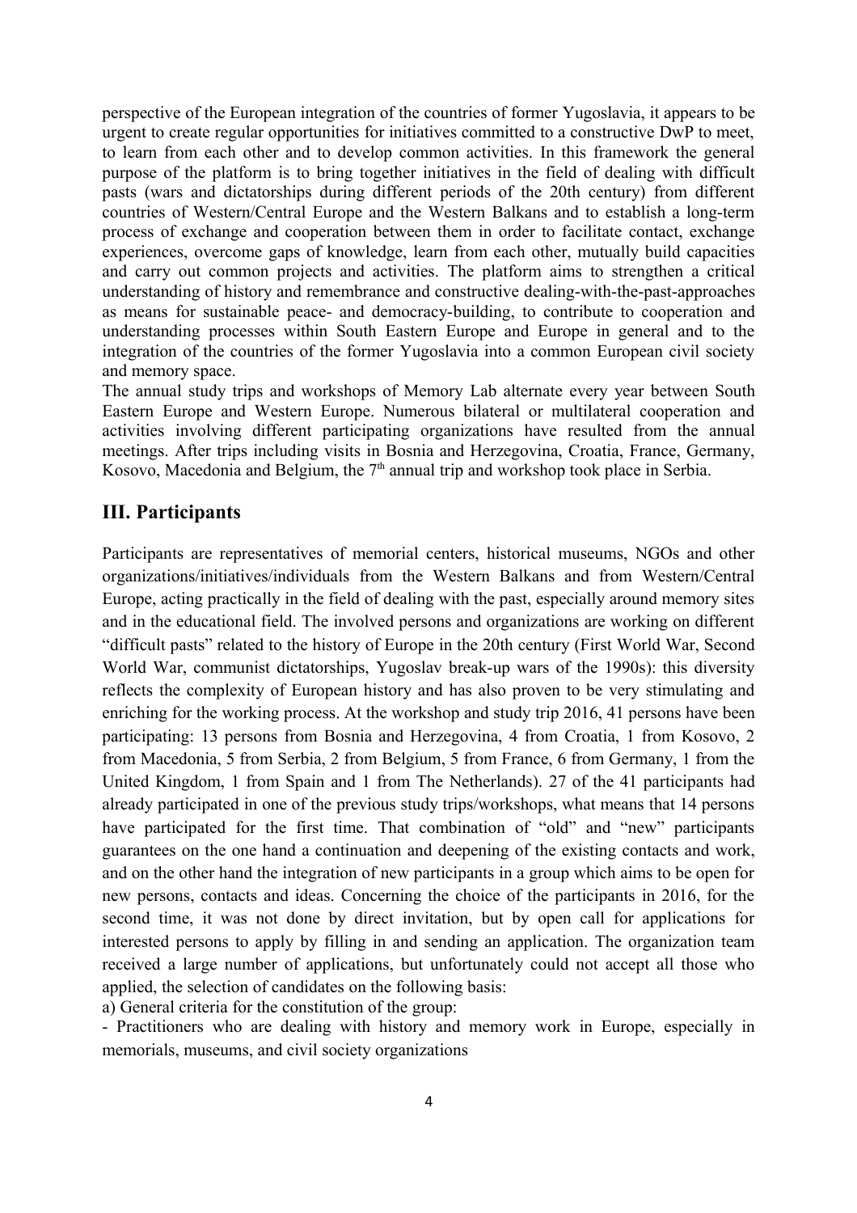perspective of the European integration of the countries of former Yugoslavia, it appears to be urgent to create regular opportunities for initiatives committed to a constructive DwP to meet, to learn from each other and to develop common activities. In this framework the general purpose of the platform is to bring together initiatives in the field of dealing with difficult pasts (wars and dictatorships during different periods of the 20th century) from different countries of Western/Central Europe and the Western Balkans and to establish a long-term process of exchange and cooperation between them in order to facilitate contact, exchange experiences, overcome gaps of knowledge, learn from each other, mutually build capacities and carry out common projects and activities. The platform aims to strengthen a critical understanding of history and remembrance and constructive dealing-with-the-past-approaches as means for sustainable peace- and democracy-building, to contribute to cooperation and understanding processes within South Eastern Europe and Europe in general and to the integration of the countries of the former Yugoslavia into a common European civil society and memory space.

The annual study trips and workshops of Memory Lab alternate every year between South Eastern Europe and Western Europe. Numerous bilateral or multilateral cooperation and activities involving different participating organizations have resulted from the annual meetings. After trips including visits in Bosnia and Herzegovina, Croatia, France, Germany, Kosovo, Macedonia and Belgium, the 7th annual trip and workshop took place in Serbia.

## III. Participants

Participants are representatives of memorial centers, historical museums, NGOs and other organizations/initiatives/individuals from the Western Balkans and from Western/Central Europe, acting practically in the field of dealing with the past, especially around memory sites and in the educational field. The involved persons and organizations are working on different "difficult pasts" related to the history of Europe in the 20th century (First World War, Second World War, communist dictatorships, Yugoslav break-up wars of the 1990s): this diversity reflects the complexity of European history and has also proven to be very stimulating and enriching for the working process. At the workshop and study trip 2016, 41 persons have been participating: 13 persons from Bosnia and Herzegovina, 4 from Croatia, 1 from Kosovo, 2 from Macedonia, 5 from Serbia, 2 from Belgium, 5 from France, 6 from Germany, 1 from the United Kingdom, 1 from Spain and 1 from The Netherlands). 27 of the 41 participants had already participated in one of the previous study trips/workshops, what means that 14 persons have participated for the first time. That combination of "old" and "new" participants guarantees on the one hand a continuation and deepening of the existing contacts and work, and on the other hand the integration of new participants in a group which aims to be open for new persons, contacts and ideas. Concerning the choice of the participants in 2016, for the second time, it was not done by direct invitation, but by open call for applications for interested persons to apply by filling in and sending an application. The organization team received a large number of applications, but unfortunately could not accept all those who applied, the selection of candidates on the following basis:

a) General criteria for the constitution of the group:

- Practitioners who are dealing with history and memory work in Europe, especially in memorials, museums, and civil society organizations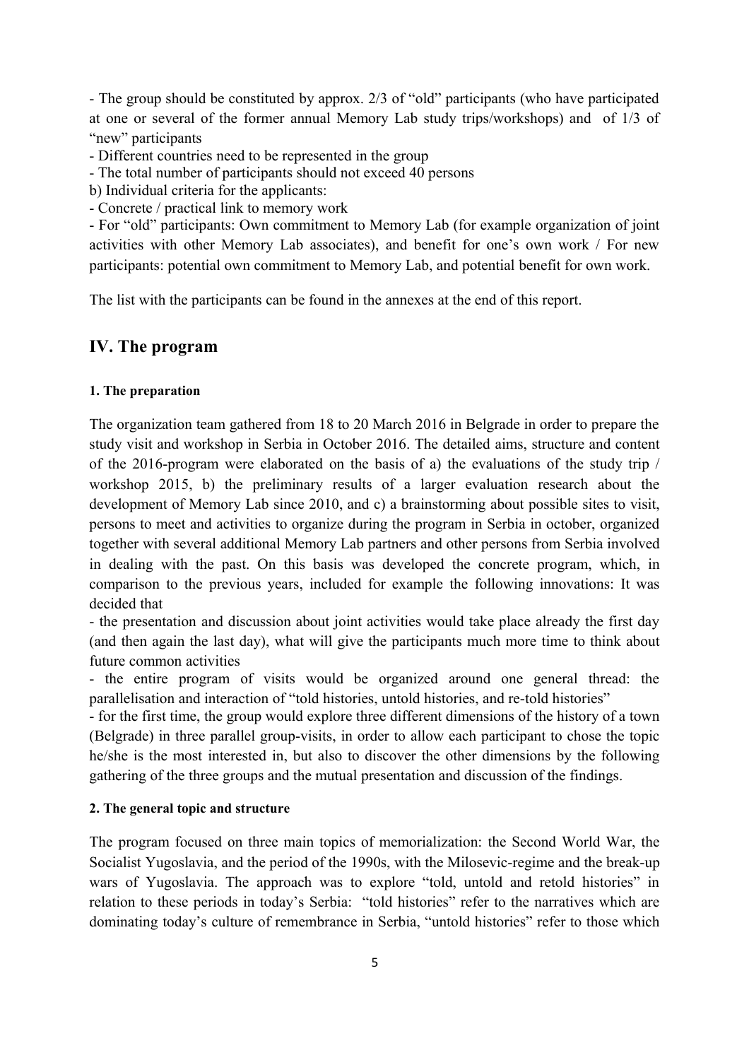- The group should be constituted by approx. 2/3 of "old" participants (who have participated at one or several of the former annual Memory Lab study trips/workshops) and of 1/3 of "new" participants
- Different countries need to be represented in the group
- The total number of participants should not exceed 40 persons

b) Individual criteria for the applicants:

- Concrete / practical link to memory work
- For "old" participants: Own commitment to Memory Lab (for example organization of joint activities with other Memory Lab associates), and benefit for one's own work / For new participants: potential own commitment to Memory Lab, and potential benefit for own work.

The list with the participants can be found in the annexes at the end of this report.

## IV. The program

#### 1. The preparation

The organization team gathered from 18 to 20 March 2016 in Belgrade in order to prepare the study visit and workshop in Serbia in October 2016. The detailed aims, structure and content of the 2016-program were elaborated on the basis of a) the evaluations of the study trip / workshop 2015, b) the preliminary results of a larger evaluation research about the development of Memory Lab since 2010, and c) a brainstorming about possible sites to visit, persons to meet and activities to organize during the program in Serbia in october, organized together with several additional Memory Lab partners and other persons from Serbia involved in dealing with the past. On this basis was developed the concrete program, which, in comparison to the previous years, included for example the following innovations: It was decided that

- the presentation and discussion about joint activities would take place already the first day (and then again the last day), what will give the participants much more time to think about future common activities
- the entire program of visits would be organized around one general thread: the parallelisation and interaction of "told histories, untold histories, and re-told histories"
- for the first time, the group would explore three different dimensions of the history of a town (Belgrade) in three parallel group-visits, in order to allow each participant to chose the topic he/she is the most interested in, but also to discover the other dimensions by the following gathering of the three groups and the mutual presentation and discussion of the findings.

#### 2. The general topic and structure

The program focused on three main topics of memorialization: the Second World War, the Socialist Yugoslavia, and the period of the 1990s, with the Milosevic-regime and the break-up wars of Yugoslavia. The approach was to explore "told, untold and retold histories" in relation to these periods in today's Serbia: "told histories" refer to the narratives which are dominating today's culture of remembrance in Serbia, "untold histories" refer to those which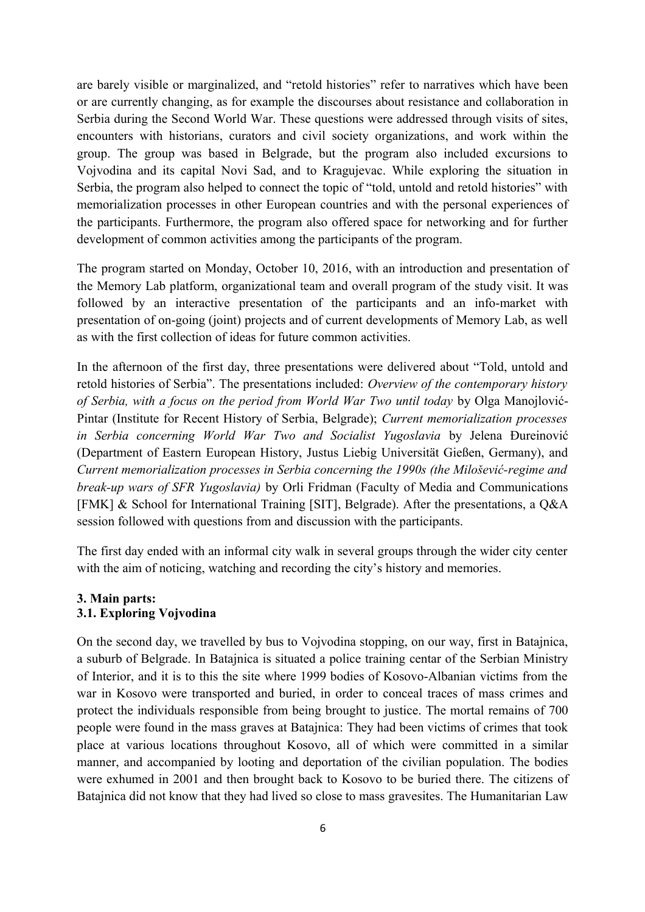are barely visible or marginalized, and "retold histories" refer to narratives which have been or are currently changing, as for example the discourses about resistance and collaboration in Serbia during the Second World War. These questions were addressed through visits of sites, encounters with historians, curators and civil society organizations, and work within the group. The group was based in Belgrade, but the program also included excursions to Vojvodina and its capital Novi Sad, and to Kragujevac. While exploring the situation in Serbia, the program also helped to connect the topic of "told, untold and retold histories" with memorialization processes in other European countries and with the personal experiences of the participants. Furthermore, the program also offered space for networking and for further development of common activities among the participants of the program.

The program started on Monday, October 10, 2016, with an introduction and presentation of the Memory Lab platform, organizational team and overall program of the study visit. It was followed by an interactive presentation of the participants and an info-market with presentation of on-going (joint) projects and of current developments of Memory Lab, as well as with the first collection of ideas for future common activities.

In the afternoon of the first day, three presentations were delivered about "Told, untold and retold histories of Serbia". The presentations included: *Overview of the contemporary history of Serbia, with a focus on the period from World War Two until today* by Olga Manojlović-Pintar (Institute for Recent History of Serbia, Belgrade); *Current memorialization processes in Serbia concerning World War Two and Socialist Yugoslavia* by Jelena Đureinović (Department of Eastern European History, Justus Liebig Universität Gießen, Germany), and *Current memorialization processes in Serbia concerning the 1990s (the Milošević-regime and break-up wars of SFR Yugoslavia)* by Orli Fridman (Faculty of Media and Communications [FMK] & School for International Training [SIT], Belgrade). After the presentations, a Q&A session followed with questions from and discussion with the participants.

The first day ended with an informal city walk in several groups through the wider city center with the aim of noticing, watching and recording the city's history and memories.

### 3. Main parts:

### 3.1. Exploring Vojvodina

On the second day, we travelled by bus to Vojvodina stopping, on our way, first in Batajnica, a suburb of Belgrade. In Batajnica is situated a police training centar of the Serbian Ministry of Interior, and it is to this the site where 1999 bodies of Kosovo-Albanian victims from the war in Kosovo were transported and buried, in order to conceal traces of mass crimes and protect the individuals responsible from being brought to justice. The mortal remains of 700 people were found in the mass graves at Batajnica: They had been victims of crimes that took place at various locations throughout Kosovo, all of which were committed in a similar manner, and accompanied by looting and deportation of the civilian population. The bodies were exhumed in 2001 and then brought back to Kosovo to be buried there. The citizens of Batajnica did not know that they had lived so close to mass gravesites. The Humanitarian Law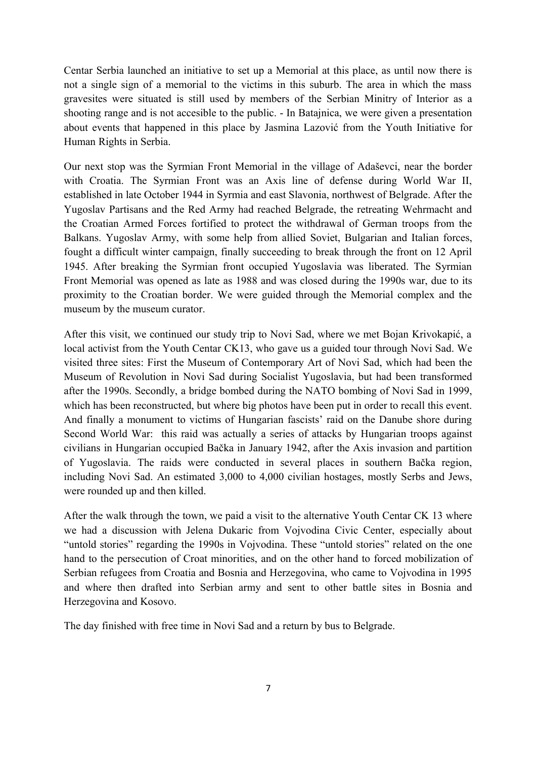Centar Serbia launched an initiative to set up a Memorial at this place, as until now there is not a single sign of a memorial to the victims in this suburb. The area in which the mass gravesites were situated is still used by members of the Serbian Minitry of Interior as a shooting range and is not accesible to the public. - In Batajnica, we were given a presentation about events that happened in this place by Jasmina Lazović from the Youth Initiative for Human Rights in Serbia.

Our next stop was the Syrmian Front Memorial in the village of Adaševci, near the border with Croatia. The Syrmian Front was an Axis line of defense during World War II, established in late October 1944 in Syrmia and east Slavonia, northwest of Belgrade. After the Yugoslav Partisans and the Red Army had reached Belgrade, the retreating Wehrmacht and the Croatian Armed Forces fortified to protect the withdrawal of German troops from the Balkans. Yugoslav Army, with some help from allied Soviet, Bulgarian and Italian forces, fought a difficult winter campaign, finally succeeding to break through the front on 12 April 1945. After breaking the Syrmian front occupied Yugoslavia was liberated. The Syrmian Front Memorial was opened as late as 1988 and was closed during the 1990s war, due to its proximity to the Croatian border. We were guided through the Memorial complex and the museum by the museum curator.

After this visit, we continued our study trip to Novi Sad, where we met Bojan Krivokapić, a local activist from the Youth Centar CK13, who gave us a guided tour through Novi Sad. We visited three sites: First the Museum of Contemporary Art of Novi Sad, which had been the Museum of Revolution in Novi Sad during Socialist Yugoslavia, but had been transformed after the 1990s. Secondly, a bridge bombed during the NATO bombing of Novi Sad in 1999, which has been reconstructed, but where big photos have been put in order to recall this event. And finally a monument to victims of Hungarian fascists' raid on the Danube shore during Second World War: this raid was actually a series of attacks by Hungarian troops against civilians in Hungarian occupied Bačka in January 1942, after the Axis invasion and partition of Yugoslavia. The raids were conducted in several places in southern Bačka region, including Novi Sad. An estimated 3,000 to 4,000 civilian hostages, mostly Serbs and Jews, were rounded up and then killed.

After the walk through the town, we paid a visit to the alternative Youth Centar CK 13 where we had a discussion with Jelena Dukaric from Vojvodina Civic Center, especially about "untold stories" regarding the 1990s in Vojvodina. These "untold stories" related on the one hand to the persecution of Croat minorities, and on the other hand to forced mobilization of Serbian refugees from Croatia and Bosnia and Herzegovina, who came to Vojvodina in 1995 and where then drafted into Serbian army and sent to other battle sites in Bosnia and Herzegovina and Kosovo.

The day finished with free time in Novi Sad and a return by bus to Belgrade.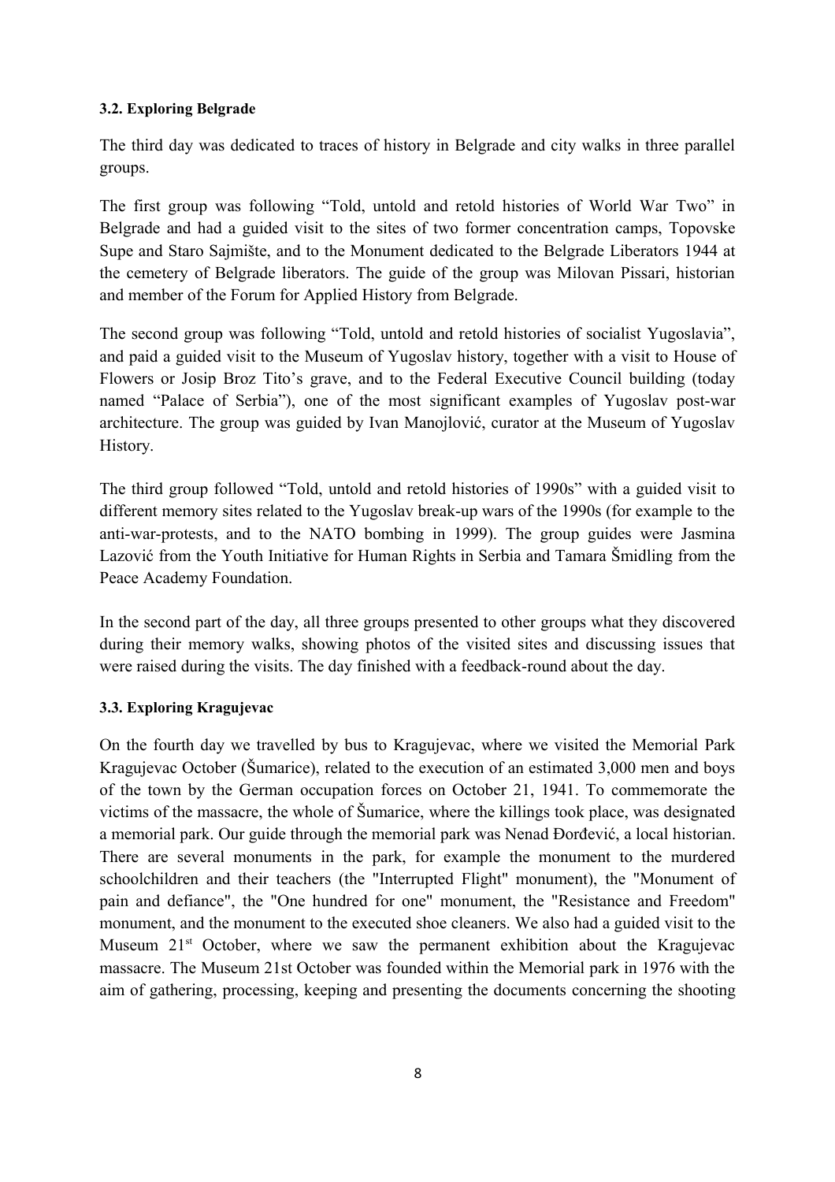### 3.2. Exploring Belgrade

The third day was dedicated to traces of history in Belgrade and city walks in three parallel groups.

The first group was following "Told, untold and retold histories of World War Two" in Belgrade and had a guided visit to the sites of two former concentration camps, Topovske Supe and Staro Sajmište, and to the Monument dedicated to the Belgrade Liberators 1944 at the cemetery of Belgrade liberators. The guide of the group was Milovan Pissari, historian and member of the Forum for Applied History from Belgrade.

The second group was following "Told, untold and retold histories of socialist Yugoslavia", and paid a guided visit to the Museum of Yugoslav history, together with a visit to House of Flowers or Josip Broz Tito's grave, and to the Federal Executive Council building (today named "Palace of Serbia"), one of the most significant examples of Yugoslav post-war architecture. The group was guided by Ivan Manojlović, curator at the Museum of Yugoslav History.

The third group followed "Told, untold and retold histories of 1990s" with a guided visit to different memory sites related to the Yugoslav break-up wars of the 1990s (for example to the anti-war-protests, and to the NATO bombing in 1999). The group guides were Jasmina Lazović from the Youth Initiative for Human Rights in Serbia and Tamara Šmidling from the Peace Academy Foundation.

In the second part of the day, all three groups presented to other groups what they discovered during their memory walks, showing photos of the visited sites and discussing issues that were raised during the visits. The day finished with a feedback-round about the day.

### 3.3. Exploring Kragujevac

On the fourth day we travelled by bus to Kragujevac, where we visited the Memorial Park Kragujevac October (Šumarice), related to the execution of an estimated 3,000 men and boys of the town by the German occupation forces on October 21, 1941. To commemorate the victims of the massacre, the whole of Šumarice, where the killings took place, was designated a memorial park. Our guide through the memorial park was Nenad Đorđević, a local historian. There are several monuments in the park, for example the monument to the murdered schoolchildren and their teachers (the "Interrupted Flight" monument), the "Monument of pain and defiance", the "One hundred for one" monument, the "Resistance and Freedom" monument, and the monument to the executed shoe cleaners. We also had a guided visit to the Museum 21st October, where we saw the permanent exhibition about the Kragujevac massacre. The Museum 21st October was founded within the Memorial park in 1976 with the aim of gathering, processing, keeping and presenting the documents concerning the shooting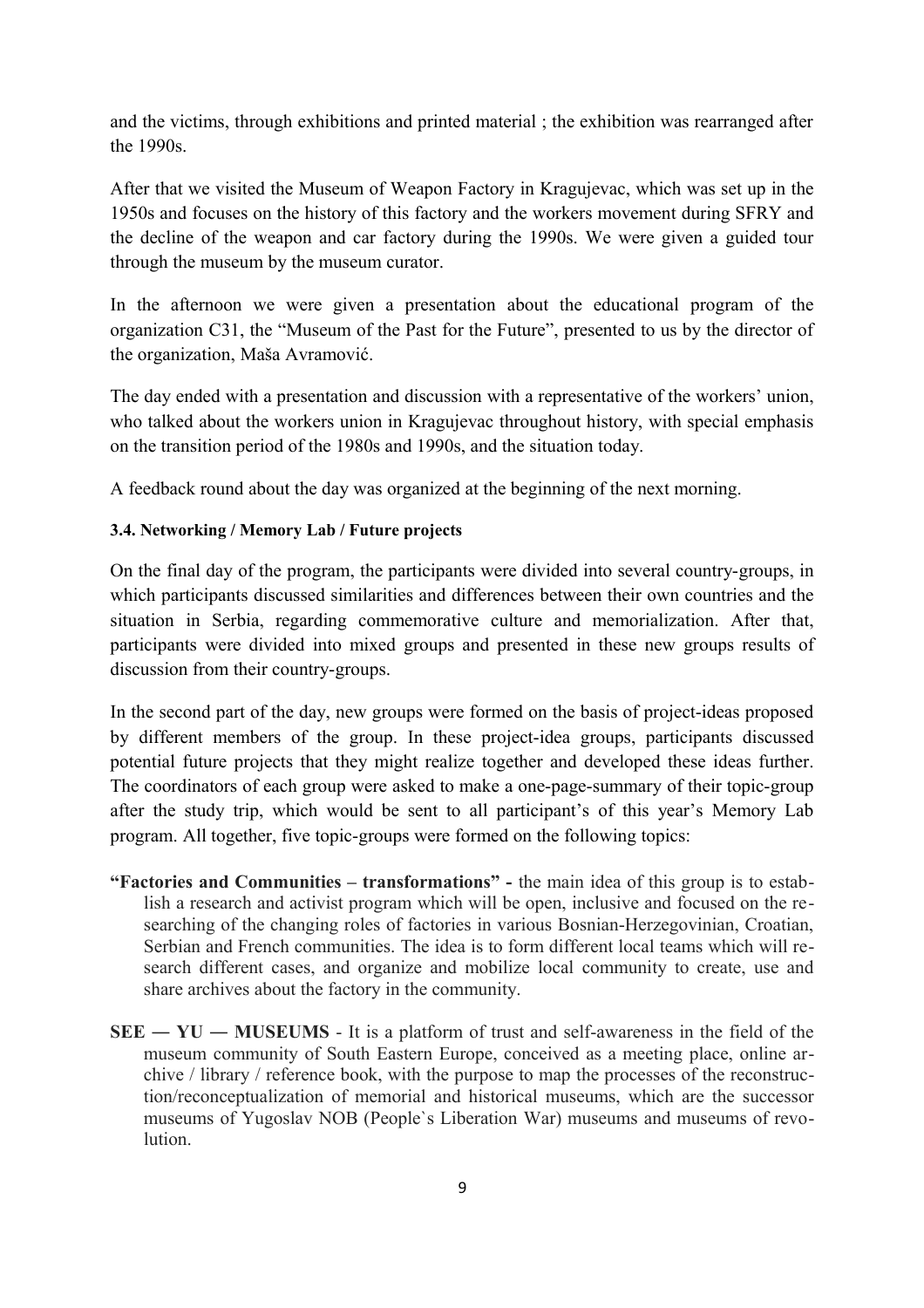and the victims, through exhibitions and printed material ; the exhibition was rearranged after the 1990s.

After that we visited the Museum of Weapon Factory in Kragujevac, which was set up in the 1950s and focuses on the history of this factory and the workers movement during SFRY and the decline of the weapon and car factory during the 1990s. We were given a guided tour through the museum by the museum curator.

In the afternoon we were given a presentation about the educational program of the organization C31, the "Museum of the Past for the Future", presented to us by the director of the organization, Maša Avramović.

The day ended with a presentation and discussion with a representative of the workers' union, who talked about the workers union in Kragujevac throughout history, with special emphasis on the transition period of the 1980s and 1990s, and the situation today.

A feedback round about the day was organized at the beginning of the next morning.

#### 3.4. Networking / Memory Lab / Future projects

On the final day of the program, the participants were divided into several country-groups, in which participants discussed similarities and differences between their own countries and the situation in Serbia, regarding commemorative culture and memorialization. After that, participants were divided into mixed groups and presented in these new groups results of discussion from their country-groups.

In the second part of the day, new groups were formed on the basis of project-ideas proposed by different members of the group. In these project-idea groups, participants discussed potential future projects that they might realize together and developed these ideas further. The coordinators of each group were asked to make a one-page-summary of their topic-group after the study trip, which would be sent to all participant's of this year's Memory Lab program. All together, five topic-groups were formed on the following topics:

- **"Factories and Communities – transformations" -** the main idea of this group is to establish a research and activist program which will be open, inclusive and focused on the researching of the changing roles of factories in various Bosnian-Herzegovinian, Croatian, Serbian and French communities. The idea is to form different local teams which will research different cases, and organize and mobilize local community to create, use and share archives about the factory in the community.
- **SEE — YU — MUSEUMS** - It is a platform of trust and self-awareness in the field of the museum community of South Eastern Europe, conceived as a meeting place, online archive / library / reference book, with the purpose to map the processes of the reconstruction/reconceptualization of memorial and historical museums, which are the successor museums of Yugoslav NOB (People`s Liberation War) museums and museums of revolution.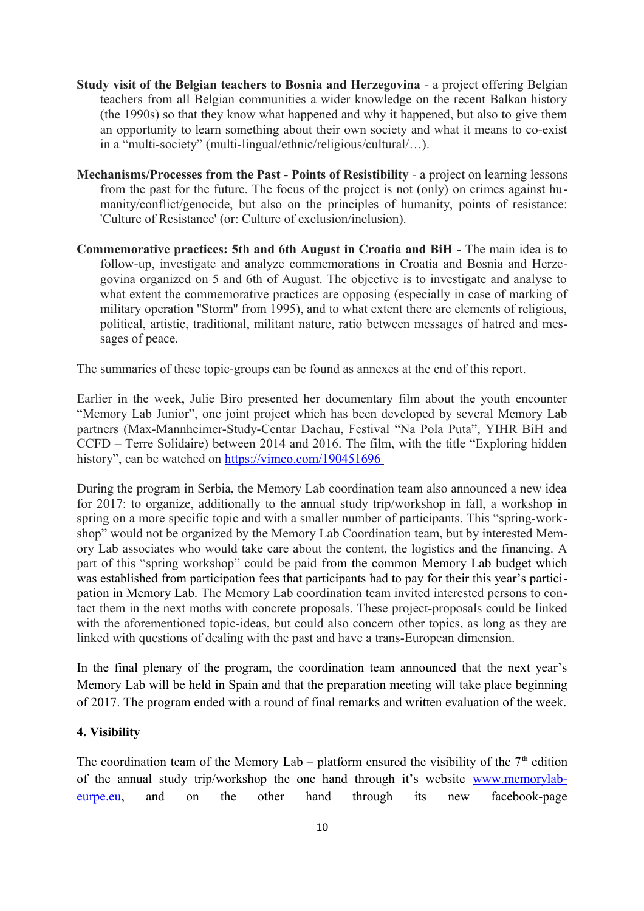**Study visit of the Belgian teachers to Bosnia and Herzegovina** - a project offering Belgian teachers from all Belgian communities a wider knowledge on the recent Balkan history (the 1990s) so that they know what happened and why it happened, but also to give them an opportunity to learn something about their own society and what it means to co-exist in a "multi-society" (multi-lingual/ethnic/religious/cultural/…).

**Mechanisms/Processes from the Past - Points of Resistibility** - a project on learning lessons from the past for the future. The focus of the project is not (only) on crimes against humanity/conflict/genocide, but also on the principles of humanity, points of resistance: 'Culture of Resistance' (or: Culture of exclusion/inclusion).

**Commemorative practices: 5th and 6th August in Croatia and BiH** - The main idea is to follow-up, investigate and analyze commemorations in Croatia and Bosnia and Herzegovina organized on 5 and 6th of August. The objective is to investigate and analyse to what extent the commemorative practices are opposing (especially in case of marking of military operation "Storm" from 1995), and to what extent there are elements of religious, political, artistic, traditional, militant nature, ratio between messages of hatred and messages of peace.

The summaries of these topic-groups can be found as annexes at the end of this report.

Earlier in the week, Julie Biro presented her documentary film about the youth encounter "Memory Lab Junior", one joint project which has been developed by several Memory Lab partners (Max-Mannheimer-Study-Centar Dachau, Festival "Na Pola Puta", YIHR BiH and CCFD – Terre Solidaire) between 2014 and 2016. The film, with the title "Exploring hidden history", can be watched on https://vimeo.com/190451696

During the program in Serbia, the Memory Lab coordination team also announced a new idea for 2017: to organize, additionally to the annual study trip/workshop in fall, a workshop in spring on a more specific topic and with a smaller number of participants. This "spring-workshop" would not be organized by the Memory Lab Coordination team, but by interested Memory Lab associates who would take care about the content, the logistics and the financing. A part of this "spring workshop" could be paid from the common Memory Lab budget which was established from participation fees that participants had to pay for their this year's participation in Memory Lab. The Memory Lab coordination team invited interested persons to contact them in the next moths with concrete proposals. These project-proposals could be linked with the aforementioned topic-ideas, but could also concern other topics, as long as they are linked with questions of dealing with the past and have a trans-European dimension.

In the final plenary of the program, the coordination team announced that the next year's Memory Lab will be held in Spain and that the preparation meeting will take place beginning of 2017. The program ended with a round of final remarks and written evaluation of the week.

**4. Visibility**

The coordination team of the Memory Lab – platform ensured the visibility of the 7th edition of the annual study trip/workshop the one hand through it's website www.memorylab-eurpe.eu, and on the other hand through its new facebook-page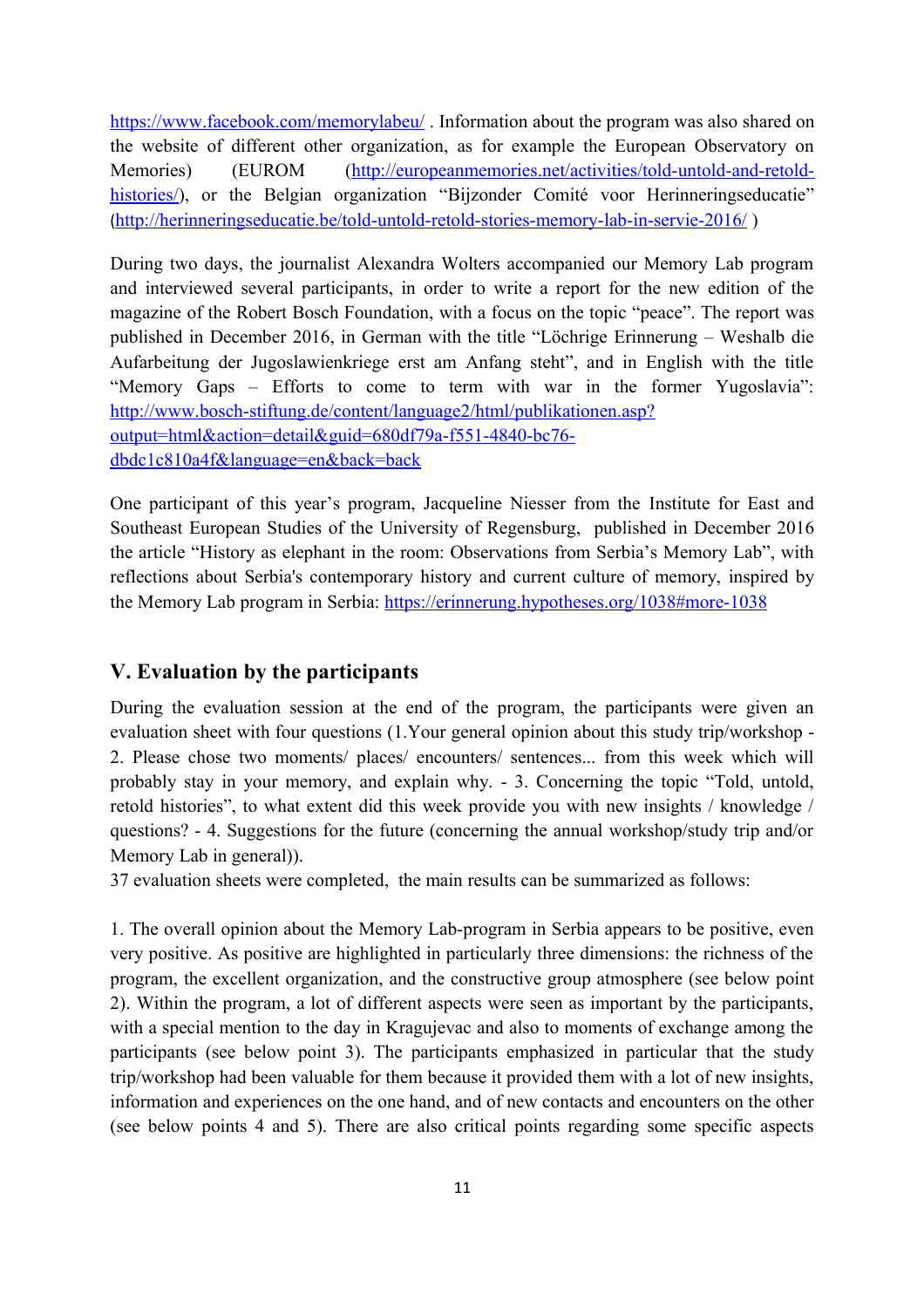https://www.facebook.com/memorylabeu/ . Information about the program was also shared on the website of different other organization, as for example the European Observatory on Memories) (EUROM (http://europeanmemories.net/activities/told-untold-and-retold-histories/), or the Belgian organization "Bijzonder Comité voor Herinneringseducatie" (http://herinneringseducatie.be/told-untold-retold-stories-memory-lab-in-servie-2016/ )

During two days, the journalist Alexandra Wolters accompanied our Memory Lab program and interviewed several participants, in order to write a report for the new edition of the magazine of the Robert Bosch Foundation, with a focus on the topic "peace". The report was published in December 2016, in German with the title "Löchrige Erinnerung – Weshalb die Aufarbeitung der Jugoslawienkriege erst am Anfang steht", and in English with the title "Memory Gaps – Efforts to come to term with war in the former Yugoslavia": http://www.bosch-stiftung.de/content/language2/html/publikationen.asp?output=html&action=detail&guid=680df79a-f551-4840-bc76-dbdc1c810a4f&language=en&back=back

One participant of this year's program, Jacqueline Niesser from the Institute for East and Southeast European Studies of the University of Regensburg, published in December 2016 the article "History as elephant in the room: Observations from Serbia's Memory Lab", with reflections about Serbia's contemporary history and current culture of memory, inspired by the Memory Lab program in Serbia: https://erinnerung.hypotheses.org/1038#more-1038

## V. Evaluation by the participants

During the evaluation session at the end of the program, the participants were given an evaluation sheet with four questions (1.Your general opinion about this study trip/workshop - 2. Please chose two moments/ places/ encounters/ sentences... from this week which will probably stay in your memory, and explain why. - 3. Concerning the topic "Told, untold, retold histories", to what extent did this week provide you with new insights / knowledge / questions? - 4. Suggestions for the future (concerning the annual workshop/study trip and/or Memory Lab in general)).
37 evaluation sheets were completed, the main results can be summarized as follows:

1. The overall opinion about the Memory Lab-program in Serbia appears to be positive, even very positive. As positive are highlighted in particularly three dimensions: the richness of the program, the excellent organization, and the constructive group atmosphere (see below point 2). Within the program, a lot of different aspects were seen as important by the participants, with a special mention to the day in Kragujevac and also to moments of exchange among the participants (see below point 3). The participants emphasized in particular that the study trip/workshop had been valuable for them because it provided them with a lot of new insights, information and experiences on the one hand, and of new contacts and encounters on the other (see below points 4 and 5). There are also critical points regarding some specific aspects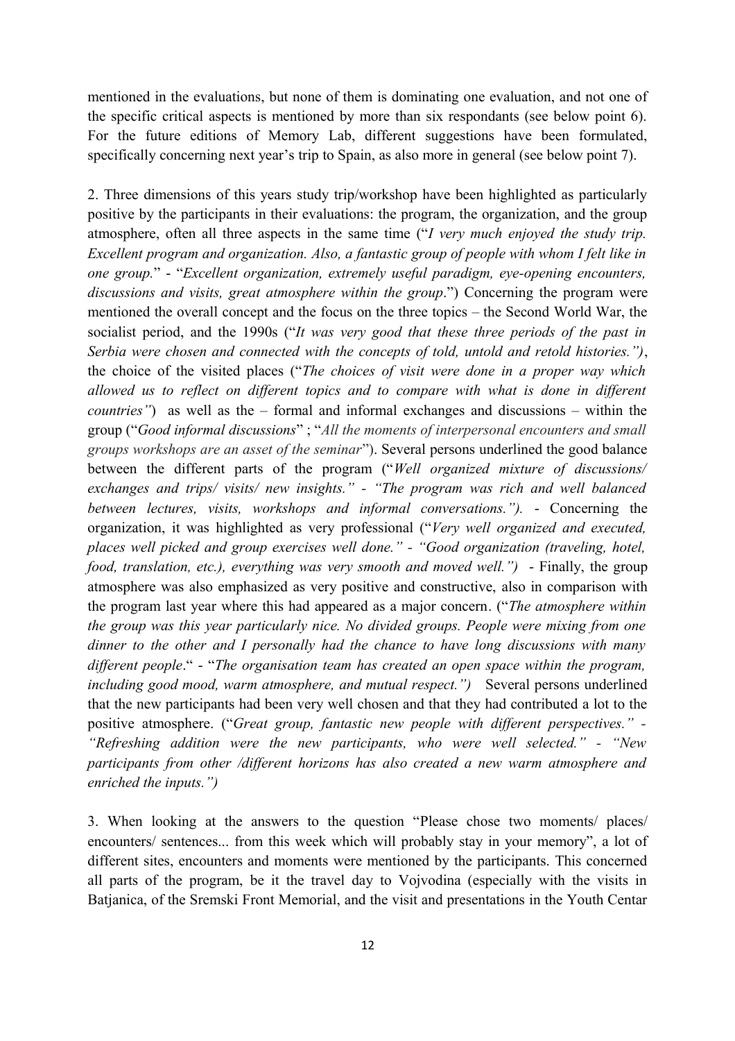mentioned in the evaluations, but none of them is dominating one evaluation, and not one of the specific critical aspects is mentioned by more than six respondants (see below point 6). For the future editions of Memory Lab, different suggestions have been formulated, specifically concerning next year's trip to Spain, as also more in general (see below point 7).

2. Three dimensions of this years study trip/workshop have been highlighted as particularly positive by the participants in their evaluations: the program, the organization, and the group atmosphere, often all three aspects in the same time ("*I very much enjoyed the study trip. Excellent program and organization. Also, a fantastic group of people with whom I felt like in one group.*" - "*Excellent organization, extremely useful paradigm, eye-opening encounters, discussions and visits, great atmosphere within the group*.") Concerning the program were mentioned the overall concept and the focus on the three topics – the Second World War, the socialist period, and the 1990s ("*It was very good that these three periods of the past in Serbia were chosen and connected with the concepts of told, untold and retold histories.")*, the choice of the visited places ("*The choices of visit were done in a proper way which allowed us to reflect on different topics and to compare with what is done in different countries"*) as well as the – formal and informal exchanges and discussions – within the group ("*Good informal discussions*" ; "*All the moments of interpersonal encounters and small groups workshops are an asset of the seminar*"). Several persons underlined the good balance between the different parts of the program ("*Well organized mixture of discussions/ exchanges and trips/ visits/ new insights." - "The program was rich and well balanced between lectures, visits, workshops and informal conversations.").* - Concerning the organization, it was highlighted as very professional ("*Very well organized and executed, places well picked and group exercises well done." - "Good organization (traveling, hotel, food, translation, etc.), everything was very smooth and moved well.")* - Finally, the group atmosphere was also emphasized as very positive and constructive, also in comparison with the program last year where this had appeared as a major concern. ("*The atmosphere within the group was this year particularly nice. No divided groups. People were mixing from one dinner to the other and I personally had the chance to have long discussions with many different people*." - "*The organisation team has created an open space within the program, including good mood, warm atmosphere, and mutual respect.")* Several persons underlined that the new participants had been very well chosen and that they had contributed a lot to the positive atmosphere. ("*Great group, fantastic new people with different perspectives." - "Refreshing addition were the new participants, who were well selected." - "New participants from other /different horizons has also created a new warm atmosphere and enriched the inputs.")*

3. When looking at the answers to the question "Please chose two moments/ places/ encounters/ sentences... from this week which will probably stay in your memory", a lot of different sites, encounters and moments were mentioned by the participants. This concerned all parts of the program, be it the travel day to Vojvodina (especially with the visits in Batjanica, of the Sremski Front Memorial, and the visit and presentations in the Youth Centar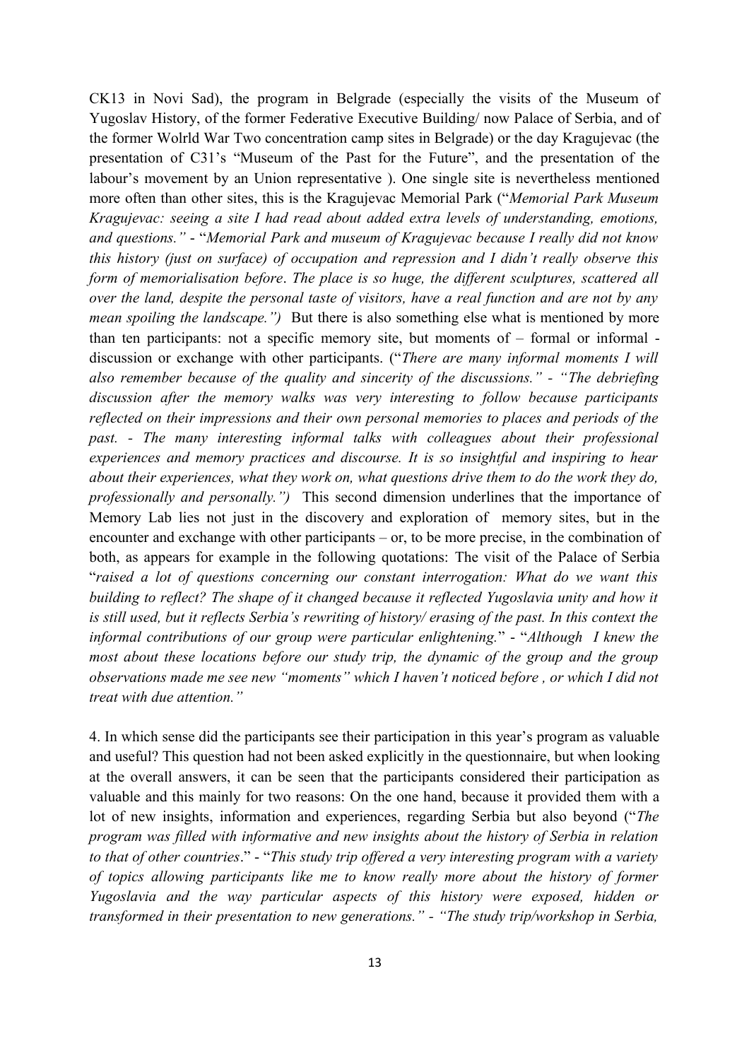CK13 in Novi Sad), the program in Belgrade (especially the visits of the Museum of Yugoslav History, of the former Federative Executive Building/ now Palace of Serbia, and of the former Wolrld War Two concentration camp sites in Belgrade) or the day Kragujevac (the presentation of C31's "Museum of the Past for the Future", and the presentation of the labour's movement by an Union representative ). One single site is nevertheless mentioned more often than other sites, this is the Kragujevac Memorial Park ("*Memorial Park Museum Kragujevac: seeing a site I had read about added extra levels of understanding, emotions, and questions."* - "*Memorial Park and museum of Kragujevac because I really did not know this history (just on surface) of occupation and repression and I didn't really observe this form of memorialisation before*. *The place is so huge, the different sculptures, scattered all over the land, despite the personal taste of visitors, have a real function and are not by any mean spoiling the landscape.")* But there is also something else what is mentioned by more than ten participants: not a specific memory site, but moments of – formal or informal - discussion or exchange with other participants. ("*There are many informal moments I will also remember because of the quality and sincerity of the discussions." - "The debriefing discussion after the memory walks was very interesting to follow because participants reflected on their impressions and their own personal memories to places and periods of the past. - The many interesting informal talks with colleagues about their professional experiences and memory practices and discourse. It is so insightful and inspiring to hear about their experiences, what they work on, what questions drive them to do the work they do, professionally and personally.")* This second dimension underlines that the importance of Memory Lab lies not just in the discovery and exploration of memory sites, but in the encounter and exchange with other participants – or, to be more precise, in the combination of both, as appears for example in the following quotations: The visit of the Palace of Serbia "*raised a lot of questions concerning our constant interrogation: What do we want this building to reflect? The shape of it changed because it reflected Yugoslavia unity and how it is still used, but it reflects Serbia's rewriting of history/ erasing of the past. In this context the informal contributions of our group were particular enlightening.*" - "*Although I knew the most about these locations before our study trip, the dynamic of the group and the group observations made me see new "moments" which I haven't noticed before , or which I did not treat with due attention."*

4. In which sense did the participants see their participation in this year's program as valuable and useful? This question had not been asked explicitly in the questionnaire, but when looking at the overall answers, it can be seen that the participants considered their participation as valuable and this mainly for two reasons: On the one hand, because it provided them with a lot of new insights, information and experiences, regarding Serbia but also beyond ("*The program was filled with informative and new insights about the history of Serbia in relation to that of other countries*." - "*This study trip offered a very interesting program with a variety of topics allowing participants like me to know really more about the history of former Yugoslavia and the way particular aspects of this history were exposed, hidden or transformed in their presentation to new generations." - "The study trip/workshop in Serbia,*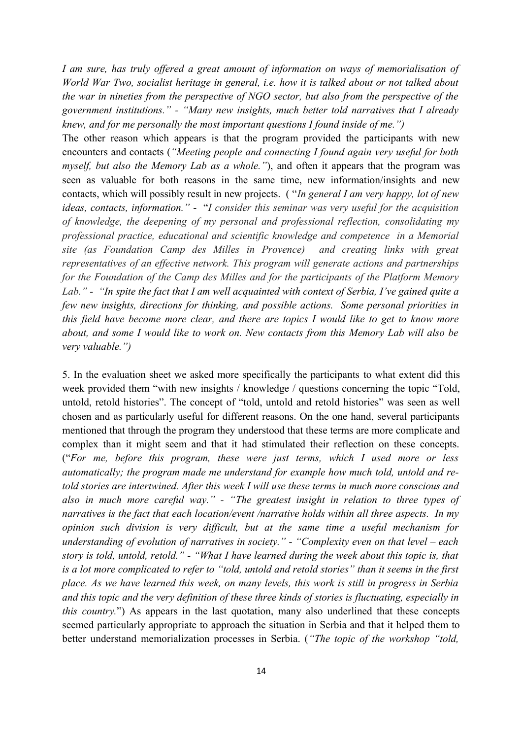*I am sure, has truly offered a great amount of information on ways of memorialisation of World War Two, socialist heritage in general, i.e. how it is talked about or not talked about the war in nineties from the perspective of NGO sector, but also from the perspective of the government institutions."* - *"Many new insights, much better told narratives that I already knew, and for me personally the most important questions I found inside of me.")*

The other reason which appears is that the program provided the participants with new encounters and contacts (*"Meeting people and connecting I found again very useful for both myself, but also the Memory Lab as a whole."*), and often it appears that the program was seen as valuable for both reasons in the same time, new information/insights and new contacts, which will possibly result in new projects. ( "*In general I am very happy, lot of new ideas, contacts, information."* - "*I consider this seminar was very useful for the acquisition of knowledge, the deepening of my personal and professional reflection, consolidating my professional practice, educational and scientific knowledge and competence in a Memorial site (as Foundation Camp des Milles in Provence) and creating links with great representatives of an effective network. This program will generate actions and partnerships for the Foundation of the Camp des Milles and for the participants of the Platform Memory Lab."* - *"In spite the fact that I am well acquainted with context of Serbia, I've gained quite a few new insights, directions for thinking, and possible actions. Some personal priorities in this field have become more clear, and there are topics I would like to get to know more about, and some I would like to work on. New contacts from this Memory Lab will also be very valuable.")*

5. In the evaluation sheet we asked more specifically the participants to what extent did this week provided them "with new insights / knowledge / questions concerning the topic "Told, untold, retold histories". The concept of "told, untold and retold histories" was seen as well chosen and as particularly useful for different reasons. On the one hand, several participants mentioned that through the program they understood that these terms are more complicate and complex than it might seem and that it had stimulated their reflection on these concepts. ("*For me, before this program, these were just terms, which I used more or less automatically; the program made me understand for example how much told, untold and re-told stories are intertwined. After this week I will use these terms in much more conscious and also in much more careful way."* - *"The greatest insight in relation to three types of narratives is the fact that each location/event /narrative holds within all three aspects. In my opinion such division is very difficult, but at the same time a useful mechanism for understanding of evolution of narratives in society."* - *"Complexity even on that level – each story is told, untold, retold."* - *"What I have learned during the week about this topic is, that is a lot more complicated to refer to "told, untold and retold stories" than it seems in the first place. As we have learned this week, on many levels, this work is still in progress in Serbia and this topic and the very definition of these three kinds of stories is fluctuating, especially in this country.*") As appears in the last quotation, many also underlined that these concepts seemed particularly appropriate to approach the situation in Serbia and that it helped them to better understand memorialization processes in Serbia. (*"The topic of the workshop "told,*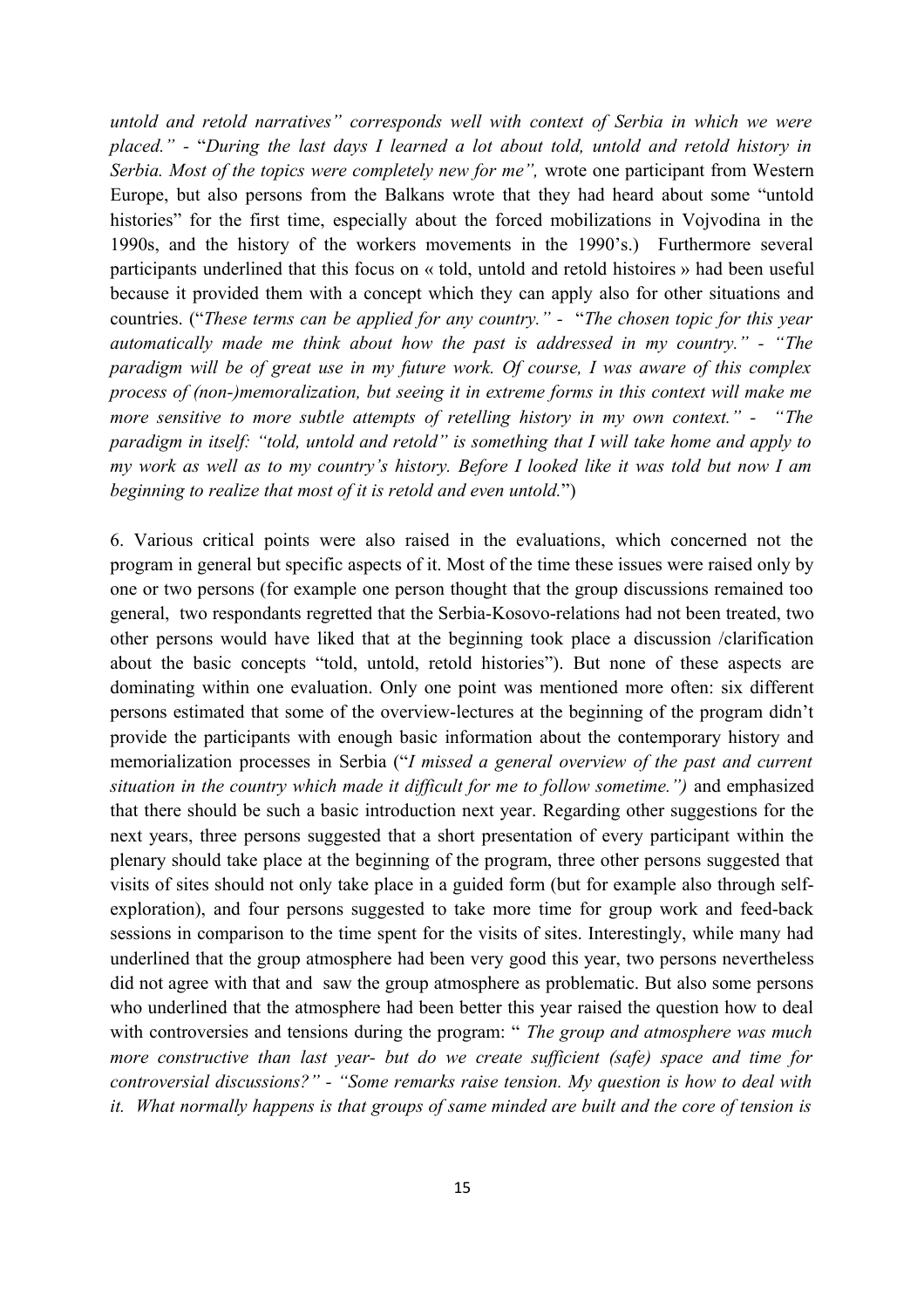*untold and retold narratives" corresponds well with context of Serbia in which we were placed."* - "*During the last days I learned a lot about told, untold and retold history in Serbia. Most of the topics were completely new for me",* wrote one participant from Western Europe, but also persons from the Balkans wrote that they had heard about some "untold histories" for the first time, especially about the forced mobilizations in Vojvodina in the 1990s, and the history of the workers movements in the 1990's.) Furthermore several participants underlined that this focus on « told, untold and retold histoires » had been useful because it provided them with a concept which they can apply also for other situations and countries. ("*These terms can be applied for any country."* - "*The chosen topic for this year automatically made me think about how the past is addressed in my country."* - *"The paradigm will be of great use in my future work. Of course, I was aware of this complex process of (non-)memoralization, but seeing it in extreme forms in this context will make me more sensitive to more subtle attempts of retelling history in my own context."* - *"The paradigm in itself: "told, untold and retold" is something that I will take home and apply to my work as well as to my country's history. Before I looked like it was told but now I am beginning to realize that most of it is retold and even untold.*")

6. Various critical points were also raised in the evaluations, which concerned not the program in general but specific aspects of it. Most of the time these issues were raised only by one or two persons (for example one person thought that the group discussions remained too general, two respondants regretted that the Serbia-Kosovo-relations had not been treated, two other persons would have liked that at the beginning took place a discussion /clarification about the basic concepts "told, untold, retold histories"). But none of these aspects are dominating within one evaluation. Only one point was mentioned more often: six different persons estimated that some of the overview-lectures at the beginning of the program didn't provide the participants with enough basic information about the contemporary history and memorialization processes in Serbia ("*I missed a general overview of the past and current situation in the country which made it difficult for me to follow sometime.")* and emphasized that there should be such a basic introduction next year. Regarding other suggestions for the next years, three persons suggested that a short presentation of every participant within the plenary should take place at the beginning of the program, three other persons suggested that visits of sites should not only take place in a guided form (but for example also through self-exploration), and four persons suggested to take more time for group work and feed-back sessions in comparison to the time spent for the visits of sites. Interestingly, while many had underlined that the group atmosphere had been very good this year, two persons nevertheless did not agree with that and saw the group atmosphere as problematic. But also some persons who underlined that the atmosphere had been better this year raised the question how to deal with controversies and tensions during the program: " *The group and atmosphere was much more constructive than last year- but do we create sufficient (safe) space and time for controversial discussions?"* - *"Some remarks raise tension. My question is how to deal with it. What normally happens is that groups of same minded are built and the core of tension is*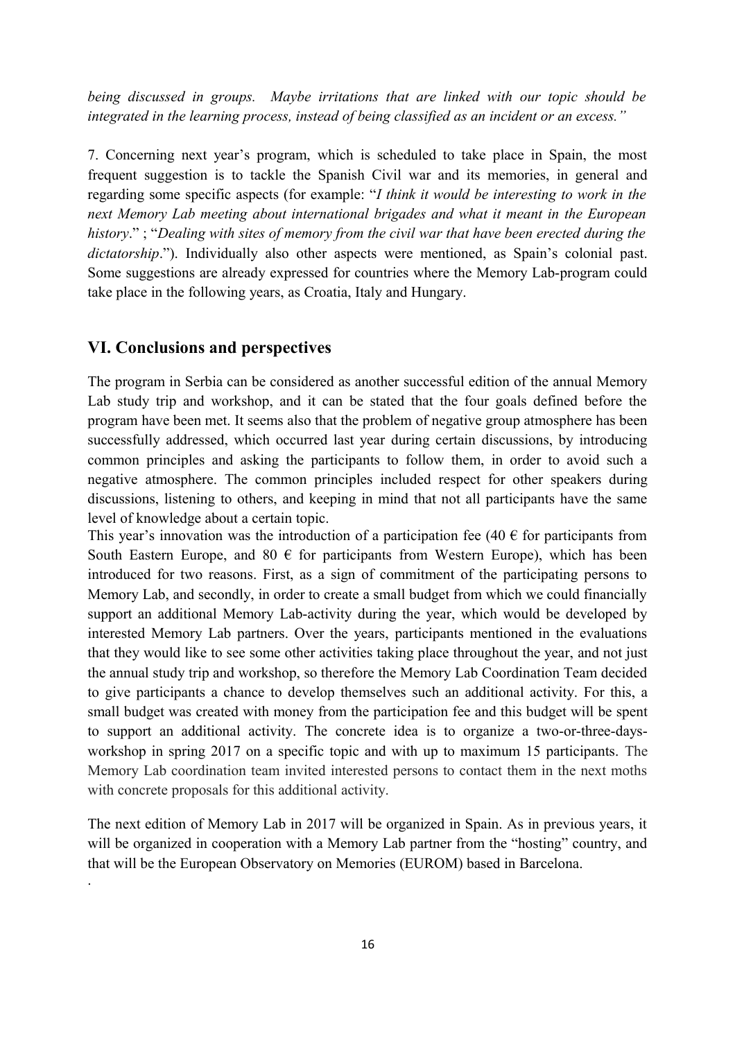*being discussed in groups. Maybe irritations that are linked with our topic should be integrated in the learning process, instead of being classified as an incident or an excess."*

7. Concerning next year's program, which is scheduled to take place in Spain, the most frequent suggestion is to tackle the Spanish Civil war and its memories, in general and regarding some specific aspects (for example: "*I think it would be interesting to work in the next Memory Lab meeting about international brigades and what it meant in the European history*." ; "*Dealing with sites of memory from the civil war that have been erected during the dictatorship*."). Individually also other aspects were mentioned, as Spain's colonial past. Some suggestions are already expressed for countries where the Memory Lab-program could take place in the following years, as Croatia, Italy and Hungary.

## VI. Conclusions and perspectives

The program in Serbia can be considered as another successful edition of the annual Memory Lab study trip and workshop, and it can be stated that the four goals defined before the program have been met. It seems also that the problem of negative group atmosphere has been successfully addressed, which occurred last year during certain discussions, by introducing common principles and asking the participants to follow them, in order to avoid such a negative atmosphere. The common principles included respect for other speakers during discussions, listening to others, and keeping in mind that not all participants have the same level of knowledge about a certain topic.

This year's innovation was the introduction of a participation fee (40 € for participants from South Eastern Europe, and 80 € for participants from Western Europe), which has been introduced for two reasons. First, as a sign of commitment of the participating persons to Memory Lab, and secondly, in order to create a small budget from which we could financially support an additional Memory Lab-activity during the year, which would be developed by interested Memory Lab partners. Over the years, participants mentioned in the evaluations that they would like to see some other activities taking place throughout the year, and not just the annual study trip and workshop, so therefore the Memory Lab Coordination Team decided to give participants a chance to develop themselves such an additional activity. For this, a small budget was created with money from the participation fee and this budget will be spent to support an additional activity. The concrete idea is to organize a two-or-three-days-workshop in spring 2017 on a specific topic and with up to maximum 15 participants. The Memory Lab coordination team invited interested persons to contact them in the next moths with concrete proposals for this additional activity.

The next edition of Memory Lab in 2017 will be organized in Spain. As in previous years, it will be organized in cooperation with a Memory Lab partner from the "hosting" country, and that will be the European Observatory on Memories (EUROM) based in Barcelona.

.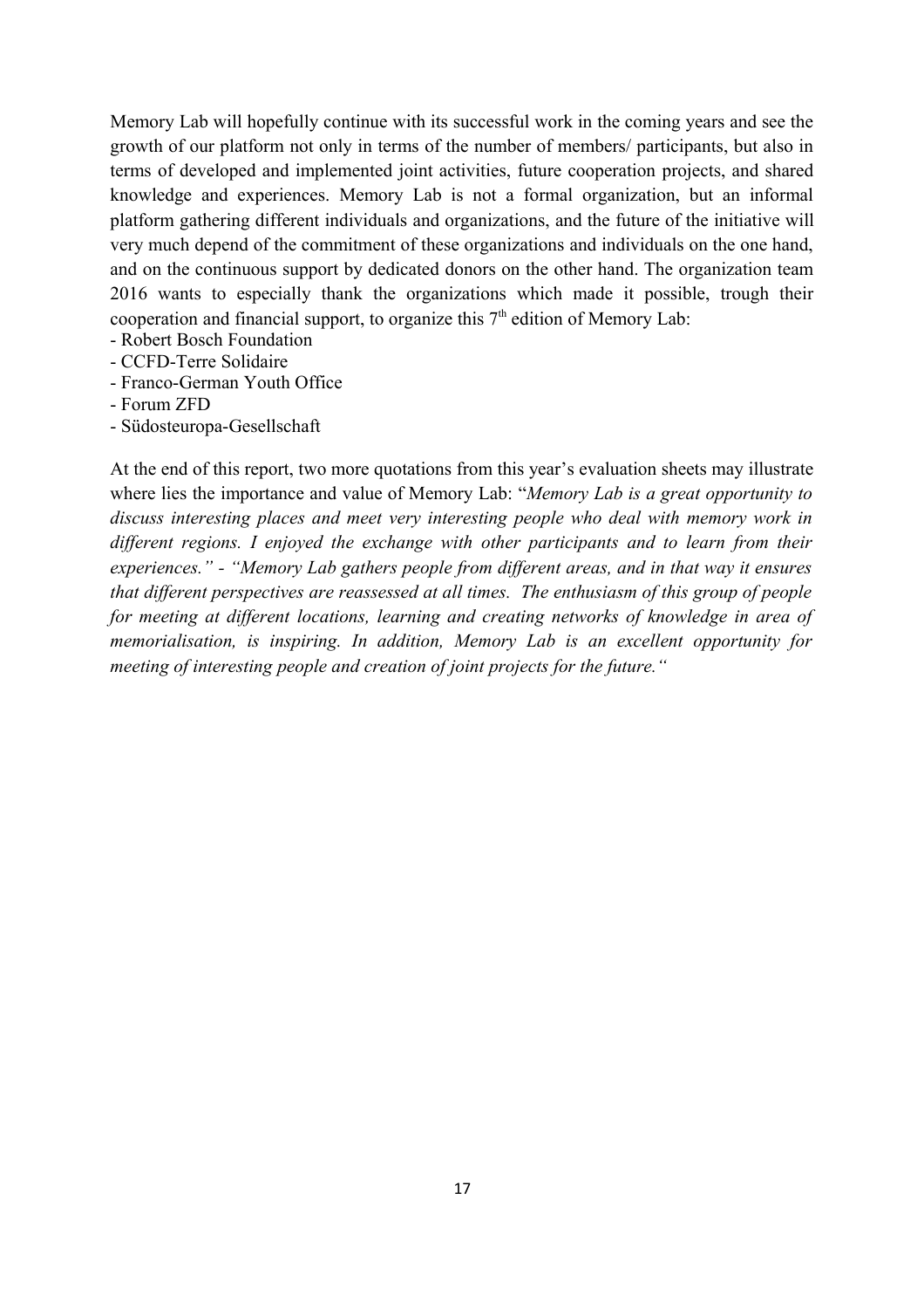Memory Lab will hopefully continue with its successful work in the coming years and see the growth of our platform not only in terms of the number of members/ participants, but also in terms of developed and implemented joint activities, future cooperation projects, and shared knowledge and experiences. Memory Lab is not a formal organization, but an informal platform gathering different individuals and organizations, and the future of the initiative will very much depend of the commitment of these organizations and individuals on the one hand, and on the continuous support by dedicated donors on the other hand. The organization team 2016 wants to especially thank the organizations which made it possible, trough their cooperation and financial support, to organize this 7th edition of Memory Lab:

- Robert Bosch Foundation
- CCFD-Terre Solidaire
- Franco-German Youth Office
- Forum ZFD
- Südosteuropa-Gesellschaft

At the end of this report, two more quotations from this year's evaluation sheets may illustrate where lies the importance and value of Memory Lab: "*Memory Lab is a great opportunity to discuss interesting places and meet very interesting people who deal with memory work in different regions. I enjoyed the exchange with other participants and to learn from their experiences." - "Memory Lab gathers people from different areas, and in that way it ensures that different perspectives are reassessed at all times. The enthusiasm of this group of people for meeting at different locations, learning and creating networks of knowledge in area of memorialisation, is inspiring. In addition, Memory Lab is an excellent opportunity for meeting of interesting people and creation of joint projects for the future."*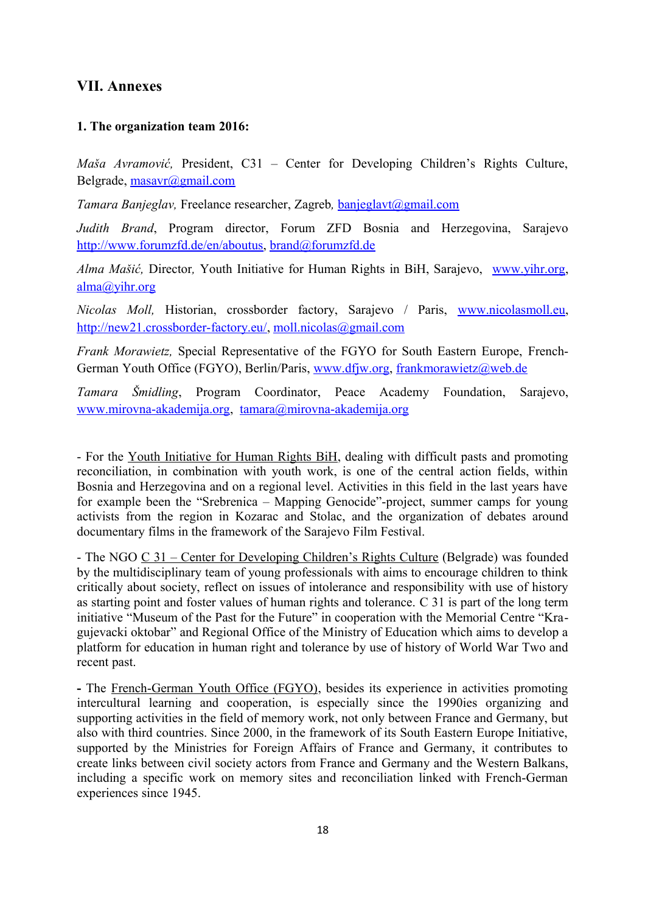## VII. Annexes

### 1. The organization team 2016:

*Maša Avramović,* President, C31 – Center for Developing Children's Rights Culture, Belgrade, masavr@gmail.com

*Tamara Banjeglav,* Freelance researcher, Zagreb*,* banjeglavt@gmail.com

*Judith Brand*, Program director, Forum ZFD Bosnia and Herzegovina, Sarajevo http://www.forumzfd.de/en/aboutus, brand@forumzfd.de

*Alma Mašić,* Director*,* Youth Initiative for Human Rights in BiH, Sarajevo, www.yihr.org, alma@yihr.org

*Nicolas Moll,* Historian, crossborder factory, Sarajevo / Paris, www.nicolasmoll.eu, http://new21.crossborder-factory.eu/, moll.nicolas@gmail.com

*Frank Morawietz,* Special Representative of the FGYO for South Eastern Europe, French-German Youth Office (FGYO), Berlin/Paris, www.dfjw.org, frankmorawietz@web.de

*Tamara Šmidling*, Program Coordinator, Peace Academy Foundation, Sarajevo, www.mirovna-akademija.org, tamara@mirovna-akademija.org

- For the Youth Initiative for Human Rights BiH, dealing with difficult pasts and promoting reconciliation, in combination with youth work, is one of the central action fields, within Bosnia and Herzegovina and on a regional level. Activities in this field in the last years have for example been the "Srebrenica – Mapping Genocide"-project, summer camps for young activists from the region in Kozarac and Stolac, and the organization of debates around documentary films in the framework of the Sarajevo Film Festival.

- The NGO C 31 – Center for Developing Children's Rights Culture (Belgrade) was founded by the multidisciplinary team of young professionals with aims to encourage children to think critically about society, reflect on issues of intolerance and responsibility with use of history as starting point and foster values of human rights and tolerance. C 31 is part of the long term initiative "Museum of the Past for the Future" in cooperation with the Memorial Centre "Kragujevacki oktobar" and Regional Office of the Ministry of Education which aims to develop a platform for education in human right and tolerance by use of history of World War Two and recent past.

**-** The French-German Youth Office (FGYO), besides its experience in activities promoting intercultural learning and cooperation, is especially since the 1990ies organizing and supporting activities in the field of memory work, not only between France and Germany, but also with third countries. Since 2000, in the framework of its South Eastern Europe Initiative, supported by the Ministries for Foreign Affairs of France and Germany, it contributes to create links between civil society actors from France and Germany and the Western Balkans, including a specific work on memory sites and reconciliation linked with French-German experiences since 1945.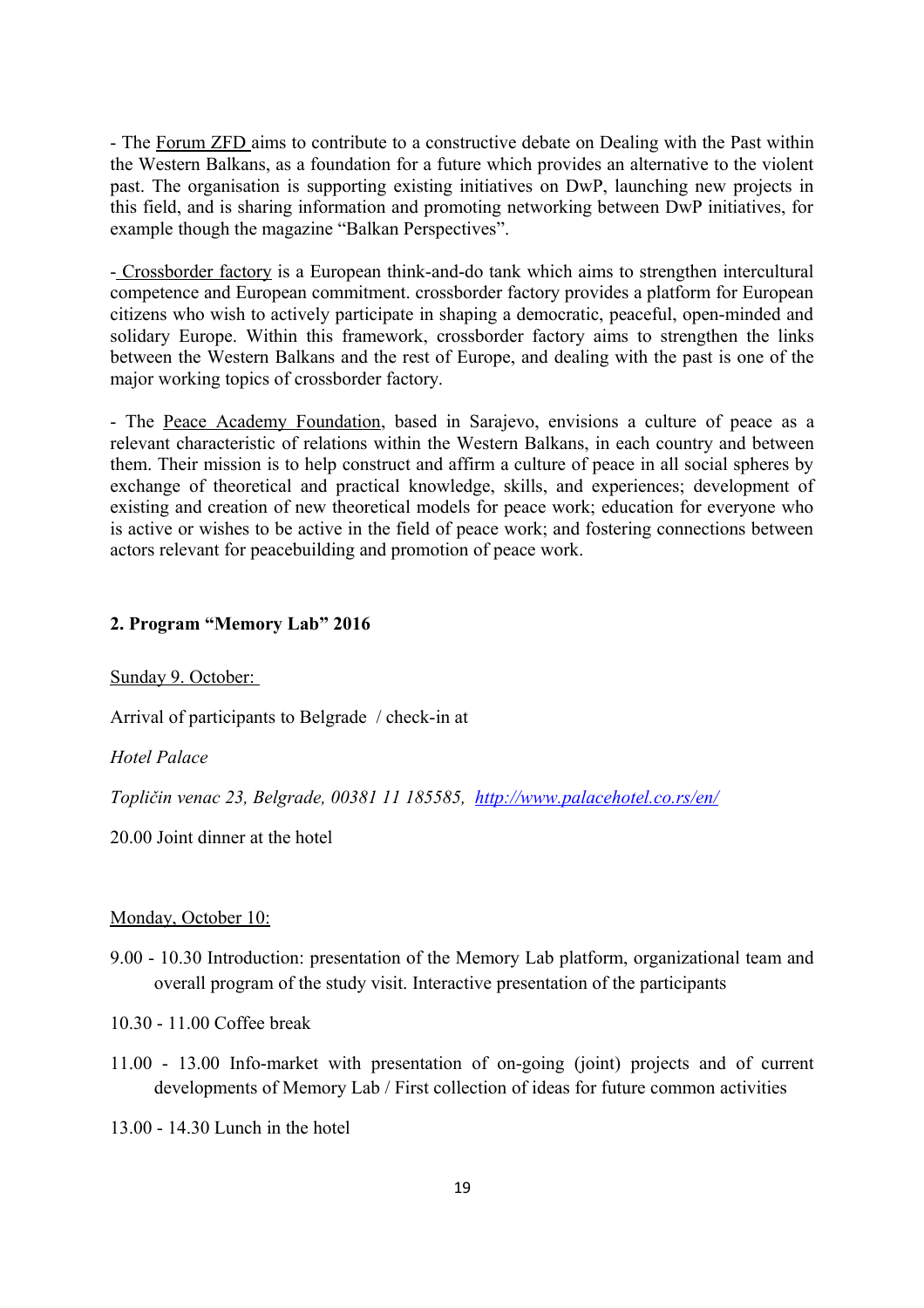- The Forum ZFD aims to contribute to a constructive debate on Dealing with the Past within the Western Balkans, as a foundation for a future which provides an alternative to the violent past. The organisation is supporting existing initiatives on DwP, launching new projects in this field, and is sharing information and promoting networking between DwP initiatives, for example though the magazine "Balkan Perspectives".

- Crossborder factory is a European think-and-do tank which aims to strengthen intercultural competence and European commitment. crossborder factory provides a platform for European citizens who wish to actively participate in shaping a democratic, peaceful, open-minded and solidary Europe. Within this framework, crossborder factory aims to strengthen the links between the Western Balkans and the rest of Europe, and dealing with the past is one of the major working topics of crossborder factory.

- The Peace Academy Foundation, based in Sarajevo, envisions a culture of peace as a relevant characteristic of relations within the Western Balkans, in each country and between them. Their mission is to help construct and affirm a culture of peace in all social spheres by exchange of theoretical and practical knowledge, skills, and experiences; development of existing and creation of new theoretical models for peace work; education for everyone who is active or wishes to be active in the field of peace work; and fostering connections between actors relevant for peacebuilding and promotion of peace work.

## 2. Program "Memory Lab" 2016

Sunday 9. October:

Arrival of participants to Belgrade / check-in at

*Hotel Palace*

*Topličin venac 23, Belgrade, 00381 11 185585, http://www.palacehotel.co.rs/en/*

20.00 Joint dinner at the hotel

Monday, October 10:

9.00 - 10.30 Introduction: presentation of the Memory Lab platform, organizational team and overall program of the study visit. Interactive presentation of the participants

10.30 - 11.00 Coffee break

11.00 - 13.00 Info-market with presentation of on-going (joint) projects and of current developments of Memory Lab / First collection of ideas for future common activities

13.00 - 14.30 Lunch in the hotel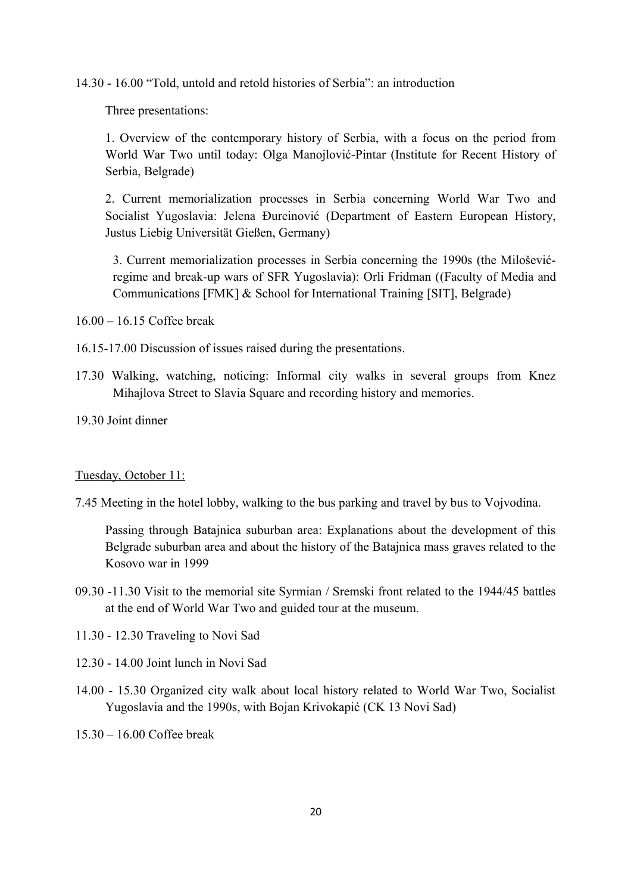14.30 - 16.00 "Told, untold and retold histories of Serbia": an introduction

Three presentations:

1. Overview of the contemporary history of Serbia, with a focus on the period from World War Two until today: Olga Manojlović-Pintar (Institute for Recent History of Serbia, Belgrade)

2. Current memorialization processes in Serbia concerning World War Two and Socialist Yugoslavia: Jelena Đureinović (Department of Eastern European History, Justus Liebig Universität Gießen, Germany)

3. Current memorialization processes in Serbia concerning the 1990s (the Milošević-regime and break-up wars of SFR Yugoslavia): Orli Fridman ((Faculty of Media and Communications [FMK] & School for International Training [SIT], Belgrade)

16.00 – 16.15 Coffee break

16.15-17.00 Discussion of issues raised during the presentations.

17.30 Walking, watching, noticing: Informal city walks in several groups from Knez Mihajlova Street to Slavia Square and recording history and memories.

19.30 Joint dinner

<u>Tuesday, October 11:</u>

7.45 Meeting in the hotel lobby, walking to the bus parking and travel by bus to Vojvodina.

Passing through Batajnica suburban area: Explanations about the development of this Belgrade suburban area and about the history of the Batajnica mass graves related to the Kosovo war in 1999

09.30 -11.30 Visit to the memorial site Syrmian / Sremski front related to the 1944/45 battles at the end of World War Two and guided tour at the museum.

11.30 - 12.30 Traveling to Novi Sad

12.30 - 14.00 Joint lunch in Novi Sad

14.00 - 15.30 Organized city walk about local history related to World War Two, Socialist Yugoslavia and the 1990s, with Bojan Krivokapić (CK 13 Novi Sad)

15.30 – 16.00 Coffee break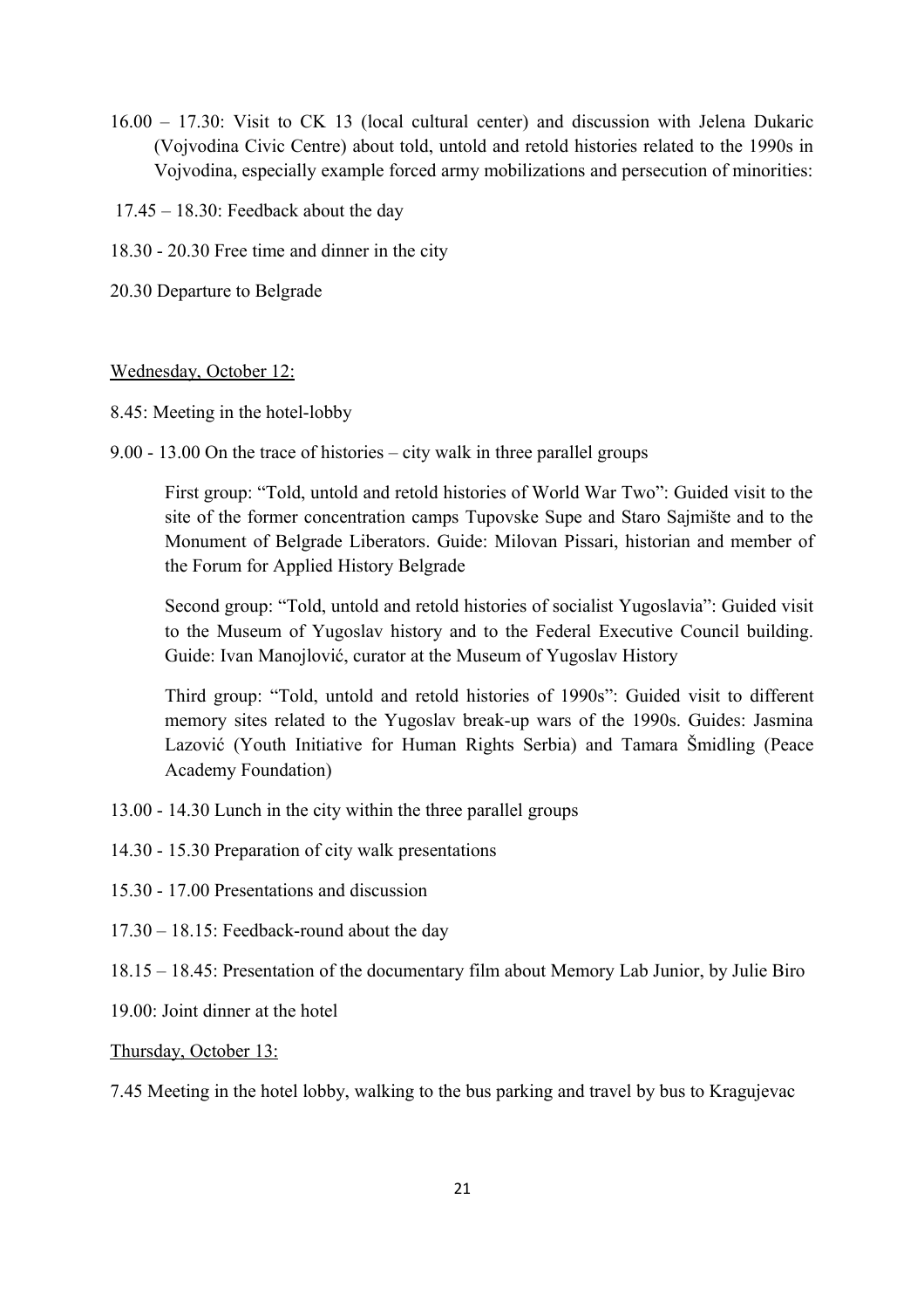16.00 – 17.30: Visit to CK 13 (local cultural center) and discussion with Jelena Dukaric (Vojvodina Civic Centre) about told, untold and retold histories related to the 1990s in Vojvodina, especially example forced army mobilizations and persecution of minorities:

17.45 – 18.30: Feedback about the day

18.30 - 20.30 Free time and dinner in the city

20.30 Departure to Belgrade

<u>Wednesday, October 12:</u>

8.45: Meeting in the hotel-lobby

9.00 - 13.00 On the trace of histories – city walk in three parallel groups

> First group: "Told, untold and retold histories of World War Two": Guided visit to the site of the former concentration camps Tupovske Supe and Staro Sajmište and to the Monument of Belgrade Liberators. Guide: Milovan Pissari, historian and member of the Forum for Applied History Belgrade
>
> Second group: "Told, untold and retold histories of socialist Yugoslavia": Guided visit to the Museum of Yugoslav history and to the Federal Executive Council building. Guide: Ivan Manojlović, curator at the Museum of Yugoslav History
>
> Third group: "Told, untold and retold histories of 1990s": Guided visit to different memory sites related to the Yugoslav break-up wars of the 1990s. Guides: Jasmina Lazović (Youth Initiative for Human Rights Serbia) and Tamara Šmidling (Peace Academy Foundation)

13.00 - 14.30 Lunch in the city within the three parallel groups

14.30 - 15.30 Preparation of city walk presentations

15.30 - 17.00 Presentations and discussion

17.30 – 18.15: Feedback-round about the day

18.15 – 18.45: Presentation of the documentary film about Memory Lab Junior, by Julie Biro

19.00: Joint dinner at the hotel

<u>Thursday, October 13:</u>

7.45 Meeting in the hotel lobby, walking to the bus parking and travel by bus to Kragujevac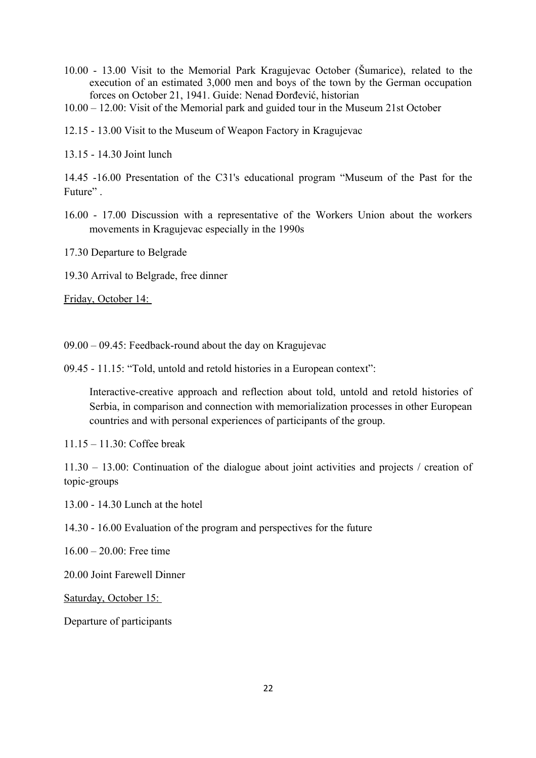10.00 - 13.00 Visit to the Memorial Park Kragujevac October (Šumarice), related to the execution of an estimated 3,000 men and boys of the town by the German occupation forces on October 21, 1941. Guide: Nenad Đorđević, historian

10.00 – 12.00: Visit of the Memorial park and guided tour in the Museum 21st October

12.15 - 13.00 Visit to the Museum of Weapon Factory in Kragujevac

13.15 - 14.30 Joint lunch

14.45 -16.00 Presentation of the C31's educational program "Museum of the Past for the Future" .

16.00 - 17.00 Discussion with a representative of the Workers Union about the workers movements in Kragujevac especially in the 1990s

17.30 Departure to Belgrade

19.30 Arrival to Belgrade, free dinner

<u>Friday, October 14:</u>

09.00 – 09.45: Feedback-round about the day on Kragujevac

09.45 - 11.15: "Told, untold and retold histories in a European context":

Interactive-creative approach and reflection about told, untold and retold histories of Serbia, in comparison and connection with memorialization processes in other European countries and with personal experiences of participants of the group.

11.15 – 11.30: Coffee break

11.30 – 13.00: Continuation of the dialogue about joint activities and projects / creation of topic-groups

13.00 - 14.30 Lunch at the hotel

14.30 - 16.00 Evaluation of the program and perspectives for the future

16.00 – 20.00: Free time

20.00 Joint Farewell Dinner

<u>Saturday, October 15:</u>

Departure of participants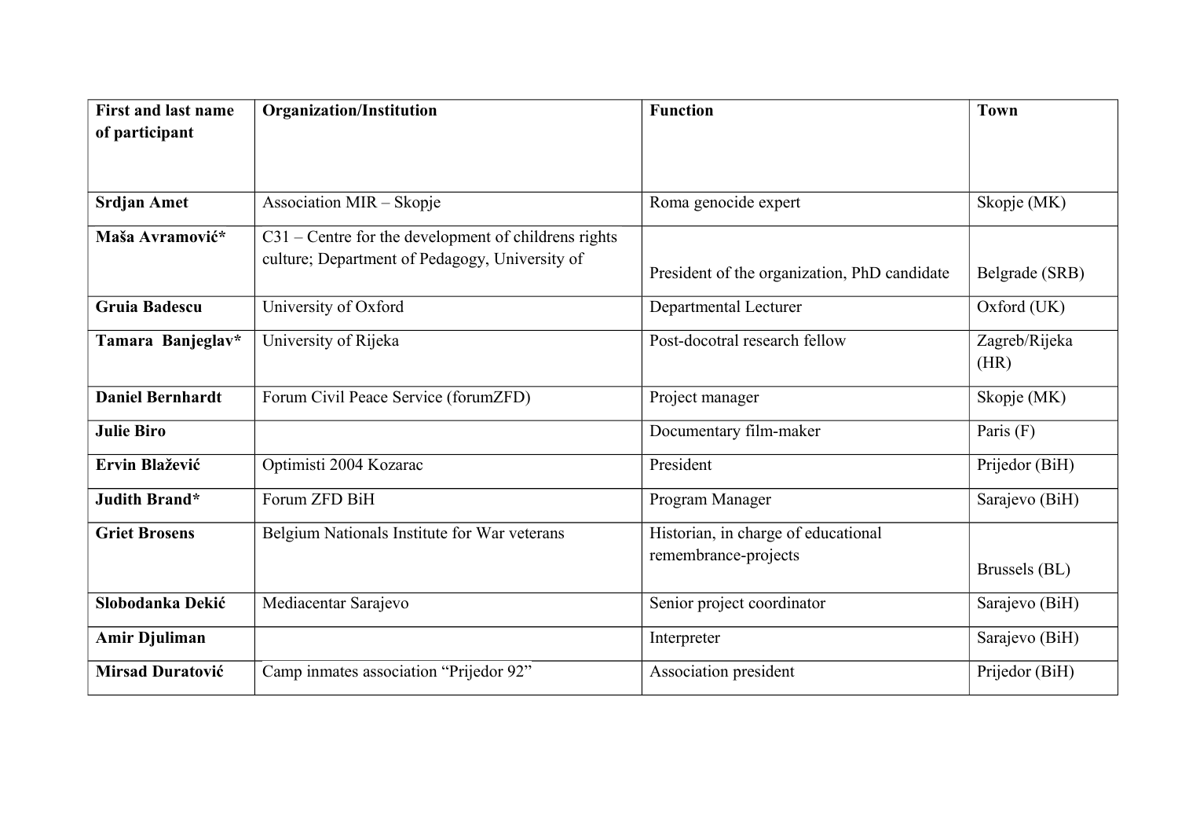| **First and last name of participant** | **Organization/Institution** | **Function** | **Town** |
|---|---|---|---|
| **Srdjan Amet** | Association MIR – Skopje | Roma genocide expert | Skopje (MK) |
| **Maša Avramović*** | C31 – Centre for the development of childrens rights culture; Department of Pedagogy, University of | President of the organization, PhD candidate | Belgrade (SRB) |
| **Gruia Badescu** | University of Oxford | Departmental Lecturer | Oxford (UK) |
| **Tamara Banjeglav*** | University of Rijeka | Post-docotral research fellow | Zagreb/Rijeka (HR) |
| **Daniel Bernhardt** | Forum Civil Peace Service (forumZFD) | Project manager | Skopje (MK) |
| **Julie Biro** | | Documentary film-maker | Paris (F) |
| **Ervin Blažević** | Optimisti 2004 Kozarac | President | Prijedor (BiH) |
| **Judith Brand*** | Forum ZFD BiH | Program Manager | Sarajevo (BiH) |
| **Griet Brosens** | Belgium Nationals Institute for War veterans | Historian, in charge of educational remembrance-projects | Brussels (BL) |
| **Slobodanka Dekić** | Mediacentar Sarajevo | Senior project coordinator | Sarajevo (BiH) |
| **Amir Djuliman** | | Interpreter | Sarajevo (BiH) |
| **Mirsad Duratović** | Camp inmates association "Prijedor 92" | Association president | Prijedor (BiH) |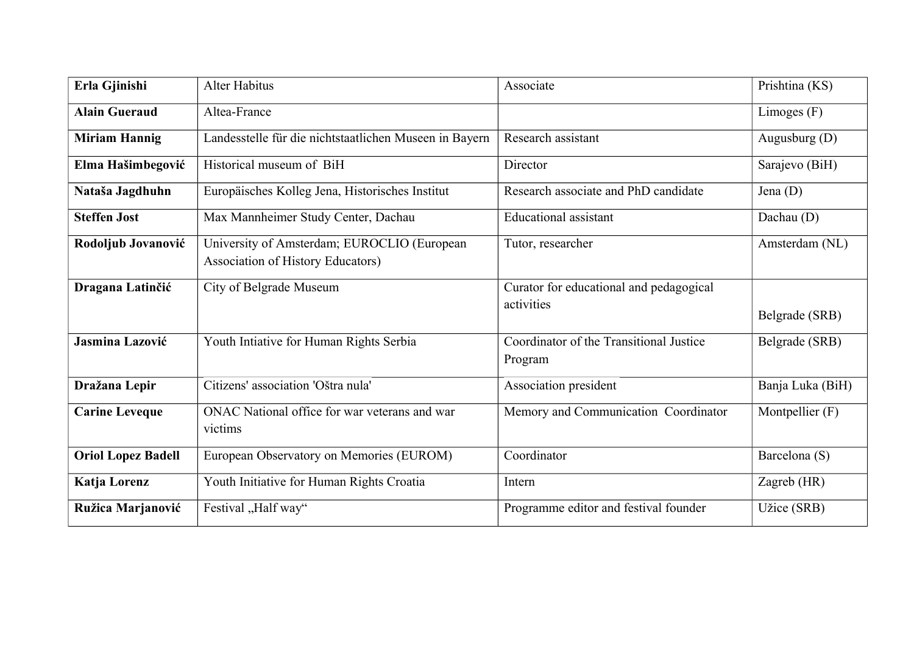| **Erla Gjinishi** | Alter Habitus | Associate | Prishtina (KS) |
|---|---|---|---|
| **Alain Gueraud** | Altea-France | | Limoges (F) |
| **Miriam Hannig** | Landesstelle für die nichtstaatlichen Museen in Bayern | Research assistant | Augusburg (D) |
| **Elma Hašimbegović** | Historical museum of BiH | Director | Sarajevo (BiH) |
| **Nataša Jagdhuhn** | Europäisches Kolleg Jena, Historisches Institut | Research associate and PhD candidate | Jena (D) |
| **Steffen Jost** | Max Mannheimer Study Center, Dachau | Educational assistant | Dachau (D) |
| **Rodoljub Jovanović** | University of Amsterdam; EUROCLIO (European Association of History Educators) | Tutor, researcher | Amsterdam (NL) |
| **Dragana Latinčić** | City of Belgrade Museum | Curator for educational and pedagogical activities | Belgrade (SRB) |
| **Jasmina Lazović** | Youth Intiative for Human Rights Serbia | Coordinator of the Transitional Justice Program | Belgrade (SRB) |
| **Dražana Lepir** | Citizens' association 'Oštra nula' | Association president | Banja Luka (BiH) |
| **Carine Leveque** | ONAC National office for war veterans and war victims | Memory and Communication Coordinator | Montpellier (F) |
| **Oriol Lopez Badell** | European Observatory on Memories (EUROM) | Coordinator | Barcelona (S) |
| **Katja Lorenz** | Youth Initiative for Human Rights Croatia | Intern | Zagreb (HR) |
| **Ružica Marjanović** | Festival „Half way“ | Programme editor and festival founder | Užice (SRB) |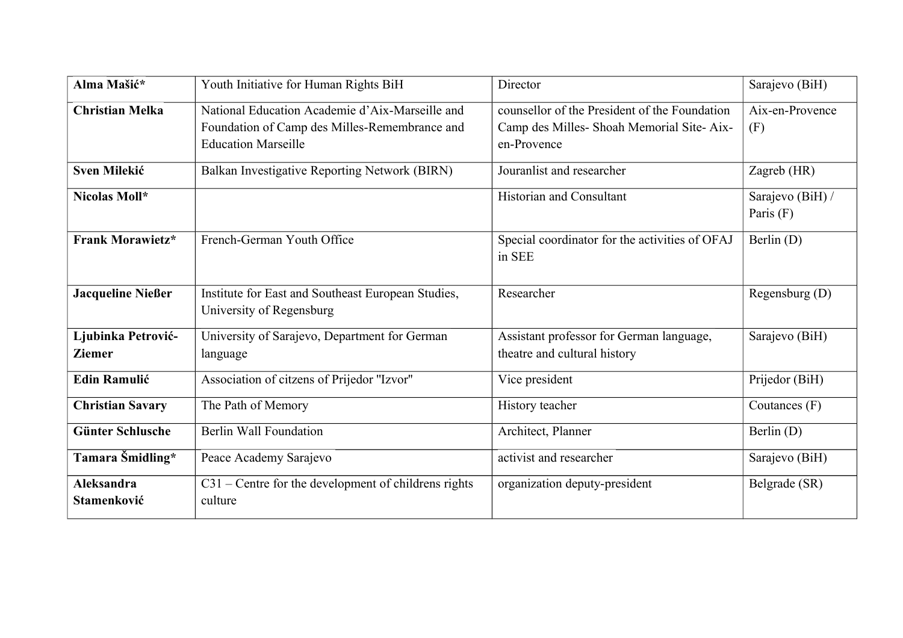| **Alma Mašić*** | Youth Initiative for Human Rights BiH | Director | Sarajevo (BiH) |
|---|---|---|---|
| **Christian Melka** | National Education Academie d'Aix-Marseille and Foundation of Camp des Milles-Remembrance and Education Marseille | counsellor of the President of the Foundation Camp des Milles- Shoah Memorial Site- Aix-en-Provence | Aix-en-Provence (F) |
| **Sven Milekić** | Balkan Investigative Reporting Network (BIRN) | Jouranlist and researcher | Zagreb (HR) |
| **Nicolas Moll*** | | Historian and Consultant | Sarajevo (BiH) / Paris (F) |
| **Frank Morawietz*** | French-German Youth Office | Special coordinator for the activities of OFAJ in SEE | Berlin (D) |
| **Jacqueline Nießer** | Institute for East and Southeast European Studies, University of Regensburg | Researcher | Regensburg (D) |
| **Ljubinka Petrović-Ziemer** | University of Sarajevo, Department for German language | Assistant professor for German language, theatre and cultural history | Sarajevo (BiH) |
| **Edin Ramulić** | Association of citzens of Prijedor "Izvor" | Vice president | Prijedor (BiH) |
| **Christian Savary** | The Path of Memory | History teacher | Coutances (F) |
| **Günter Schlusche** | Berlin Wall Foundation | Architect, Planner | Berlin (D) |
| **Tamara Šmidling*** | Peace Academy Sarajevo | activist and researcher | Sarajevo (BiH) |
| **Aleksandra Stamenković** | C31 – Centre for the development of childrens rights culture | organization deputy-president | Belgrade (SR) |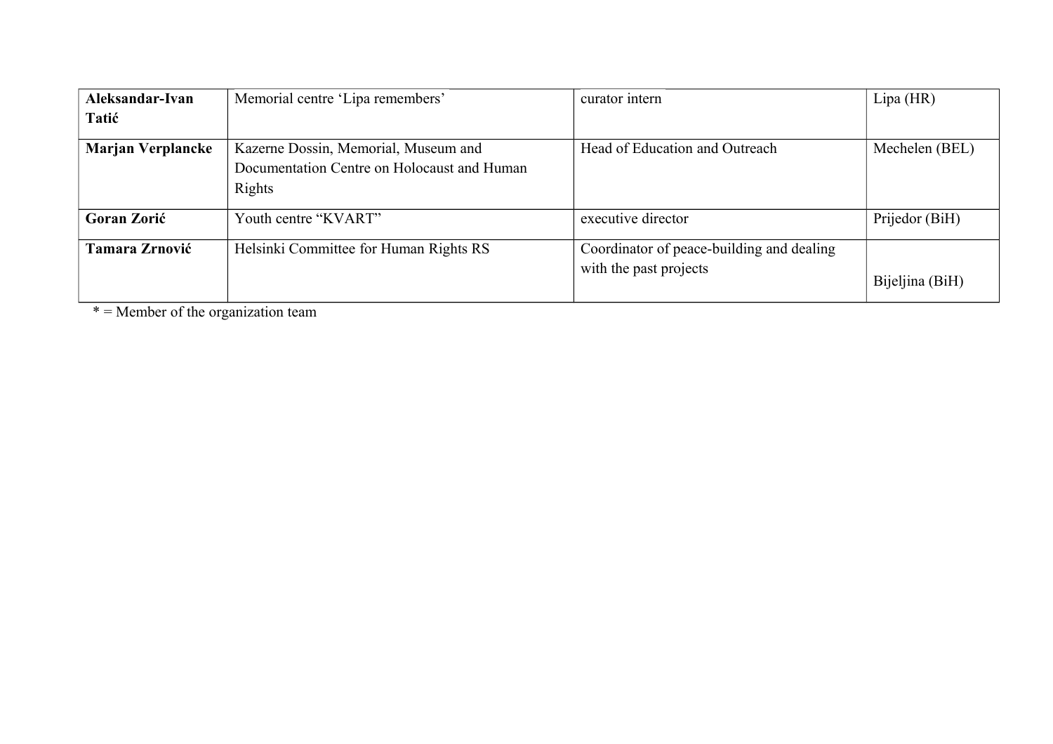| | | | |
|---|---|---|---|
| **Aleksandar-Ivan Tatić** | Memorial centre 'Lipa remembers' | curator intern | Lipa (HR) |
| **Marjan Verplancke** | Kazerne Dossin, Memorial, Museum and Documentation Centre on Holocaust and Human Rights | Head of Education and Outreach | Mechelen (BEL) |
| **Goran Zorić** | Youth centre "KVART" | executive director | Prijedor (BiH) |
| **Tamara Zrnović** | Helsinki Committee for Human Rights RS | Coordinator of peace-building and dealing with the past projects | Bijeljina (BiH) |

* = Member of the organization team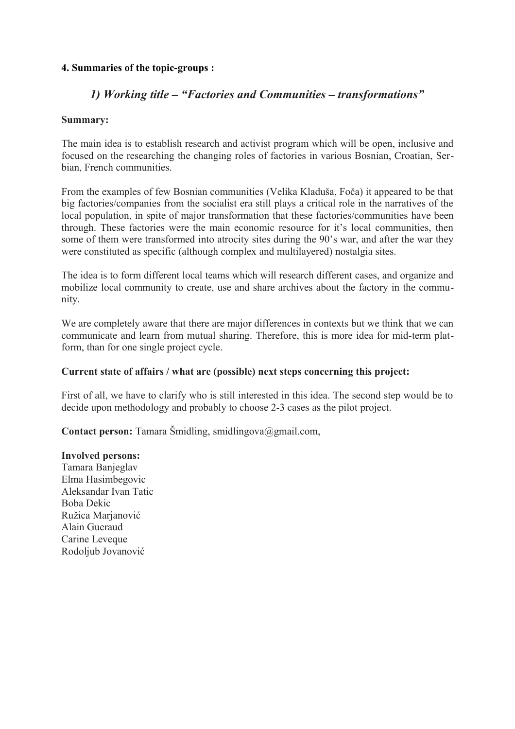**4. Summaries of the topic-groups :**

## *1) Working title – "Factories and Communities – transformations"*

**Summary:**

The main idea is to establish research and activist program which will be open, inclusive and focused on the researching the changing roles of factories in various Bosnian, Croatian, Serbian, French communities.

From the examples of few Bosnian communities (Velika Kladuša, Foča) it appeared to be that big factories/companies from the socialist era still plays a critical role in the narratives of the local population, in spite of major transformation that these factories/communities have been through. These factories were the main economic resource for it's local communities, then some of them were transformed into atrocity sites during the 90's war, and after the war they were constituted as specific (although complex and multilayered) nostalgia sites.

The idea is to form different local teams which will research different cases, and organize and mobilize local community to create, use and share archives about the factory in the community.

We are completely aware that there are major differences in contexts but we think that we can communicate and learn from mutual sharing. Therefore, this is more idea for mid-term platform, than for one single project cycle.

**Current state of affairs / what are (possible) next steps concerning this project:**

First of all, we have to clarify who is still interested in this idea. The second step would be to decide upon methodology and probably to choose 2-3 cases as the pilot project.

**Contact person:** Tamara Šmidling, smidlingova@gmail.com,

**Involved persons:**
Tamara Banjeglav
Elma Hasimbegovic
Aleksandar Ivan Tatic
Boba Dekic
Ružica Marjanović
Alain Gueraud
Carine Leveque
Rodoljub Jovanović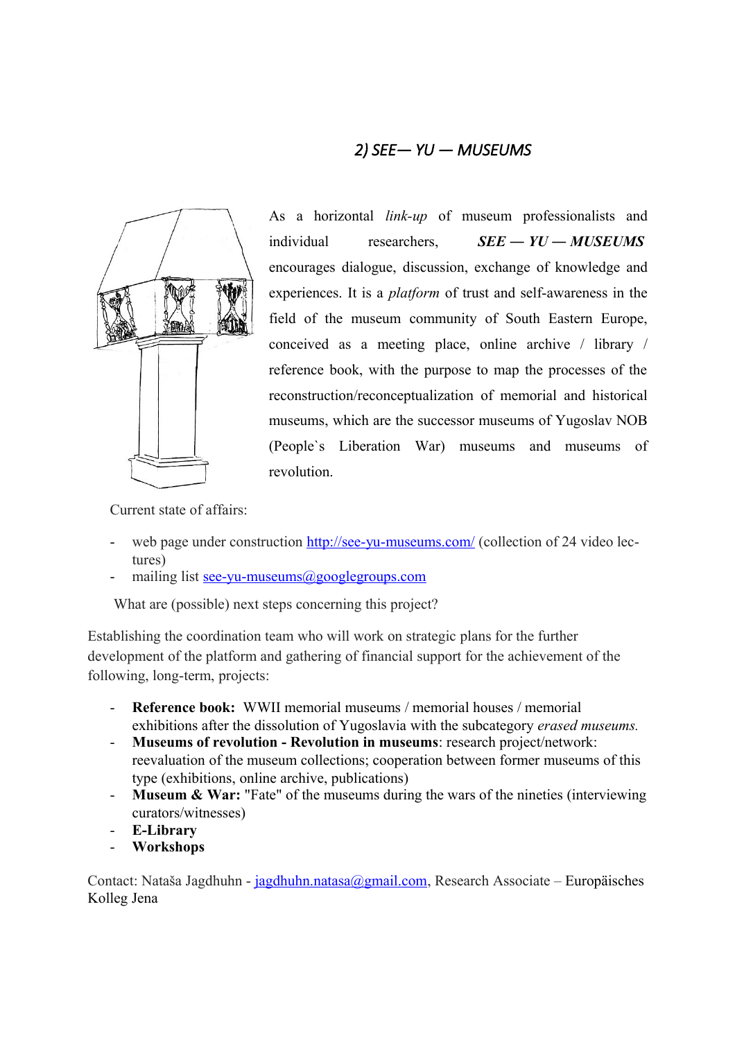## *2) SEE— YU — MUSEUMS*

As a horizontal *link-up* of museum professionalists and individual researchers, ***SEE — YU — MUSEUMS*** encourages dialogue, discussion, exchange of knowledge and experiences. It is a *platform* of trust and self-awareness in the field of the museum community of South Eastern Europe, conceived as a meeting place, online archive / library / reference book, with the purpose to map the processes of the reconstruction/reconceptualization of memorial and historical museums, which are the successor museums of Yugoslav NOB (People`s Liberation War) museums and museums of revolution.

Current state of affairs:

- web page under construction http://see-yu-museums.com/ (collection of 24 video lectures)
- mailing list see-yu-museums@googlegroups.com

What are (possible) next steps concerning this project?

Establishing the coordination team who will work on strategic plans for the further development of the platform and gathering of financial support for the achievement of the following, long-term, projects:

- **Reference book:** WWII memorial museums / memorial houses / memorial exhibitions after the dissolution of Yugoslavia with the subcategory *erased museums.*
- **Museums of revolution - Revolution in museums**: research project/network: reevaluation of the museum collections; cooperation between former museums of this type (exhibitions, online archive, publications)
- **Museum & War:** "Fate" of the museums during the wars of the nineties (interviewing curators/witnesses)
- **E-Library**
- **Workshops**

Contact: Nataša Jagdhuhn - jagdhuhn.natasa@gmail.com, Research Associate – Europäisches Kolleg Jena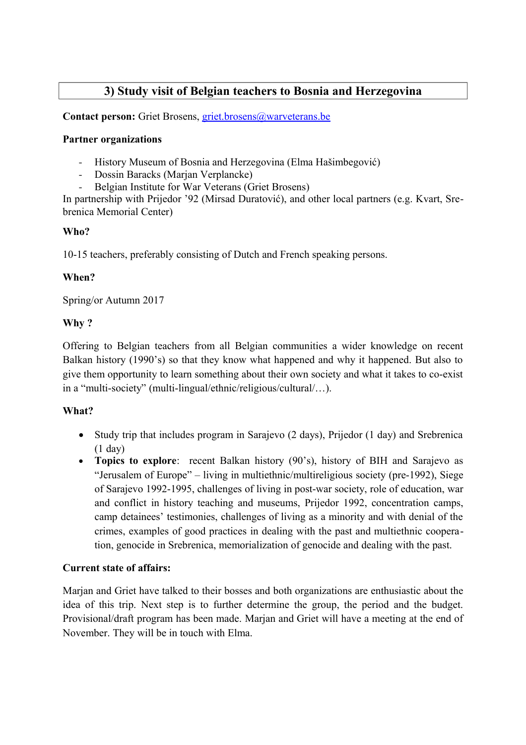## 3) Study visit of Belgian teachers to Bosnia and Herzegovina

**Contact person:** Griet Brosens, griet.brosens@warveterans.be

**Partner organizations**

- History Museum of Bosnia and Herzegovina (Elma Hašimbegović)
- Dossin Baracks (Marjan Verplancke)
- Belgian Institute for War Veterans (Griet Brosens)

In partnership with Prijedor '92 (Mirsad Duratović), and other local partners (e.g. Kvart, Srebrenica Memorial Center)

**Who?**

10-15 teachers, preferably consisting of Dutch and French speaking persons.

**When?**

Spring/or Autumn 2017

**Why ?**

Offering to Belgian teachers from all Belgian communities a wider knowledge on recent Balkan history (1990's) so that they know what happened and why it happened. But also to give them opportunity to learn something about their own society and what it takes to co-exist in a "multi-society" (multi-lingual/ethnic/religious/cultural/…).

**What?**

- Study trip that includes program in Sarajevo (2 days), Prijedor (1 day) and Srebrenica (1 day)
- **Topics to explore**: recent Balkan history (90's), history of BIH and Sarajevo as "Jerusalem of Europe" – living in multiethnic/multireligious society (pre-1992), Siege of Sarajevo 1992-1995, challenges of living in post-war society, role of education, war and conflict in history teaching and museums, Prijedor 1992, concentration camps, camp detainees' testimonies, challenges of living as a minority and with denial of the crimes, examples of good practices in dealing with the past and multiethnic cooperation, genocide in Srebrenica, memorialization of genocide and dealing with the past.

**Current state of affairs:**

Marjan and Griet have talked to their bosses and both organizations are enthusiastic about the idea of this trip. Next step is to further determine the group, the period and the budget. Provisional/draft program has been made. Marjan and Griet will have a meeting at the end of November. They will be in touch with Elma.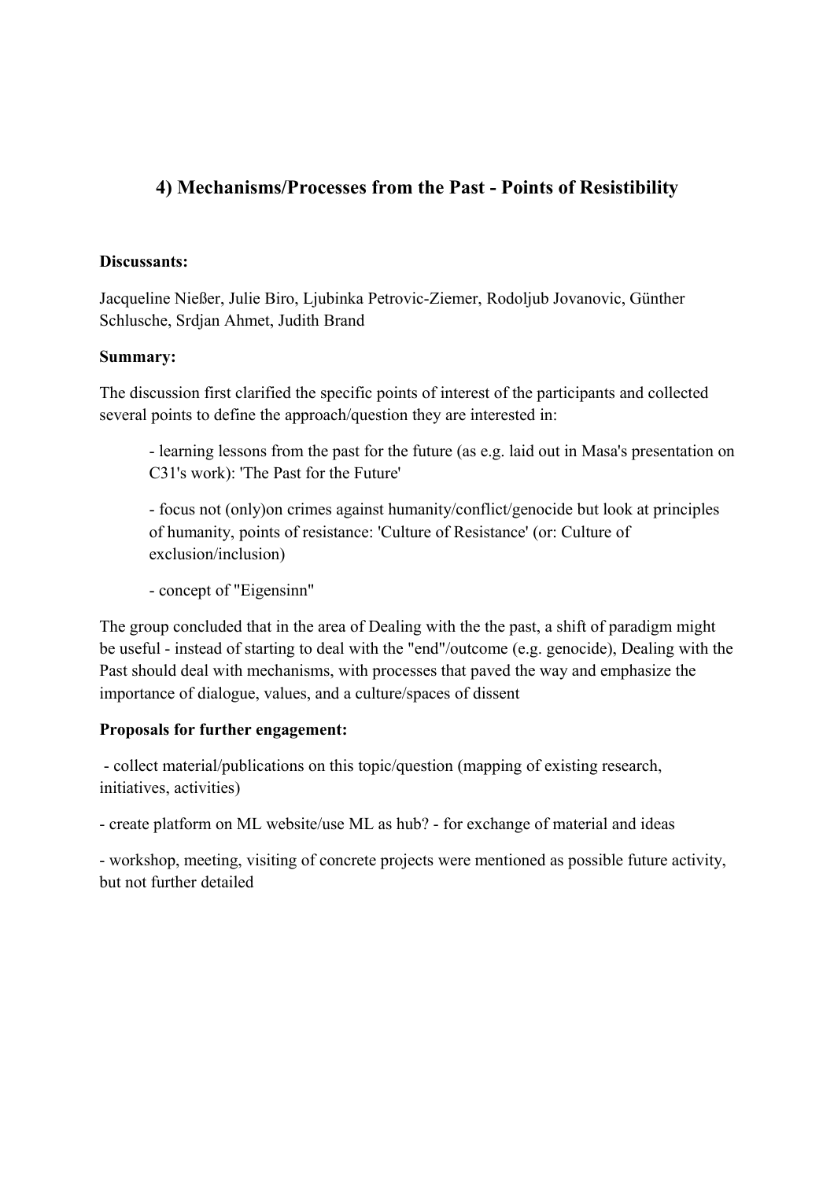## 4) Mechanisms/Processes from the Past - Points of Resistibility

**Discussants:**

Jacqueline Nießer, Julie Biro, Ljubinka Petrovic-Ziemer, Rodoljub Jovanovic, Günther Schlusche, Srdjan Ahmet, Judith Brand

**Summary:**

The discussion first clarified the specific points of interest of the participants and collected several points to define the approach/question they are interested in:

- learning lessons from the past for the future (as e.g. laid out in Masa's presentation on C31's work): 'The Past for the Future'
- focus not (only)on crimes against humanity/conflict/genocide but look at principles of humanity, points of resistance: 'Culture of Resistance' (or: Culture of exclusion/inclusion)
- concept of "Eigensinn"

The group concluded that in the area of Dealing with the the past, a shift of paradigm might be useful - instead of starting to deal with the "end"/outcome (e.g. genocide), Dealing with the Past should deal with mechanisms, with processes that paved the way and emphasize the importance of dialogue, values, and a culture/spaces of dissent

**Proposals for further engagement:**

- collect material/publications on this topic/question (mapping of existing research, initiatives, activities)

- create platform on ML website/use ML as hub? - for exchange of material and ideas

- workshop, meeting, visiting of concrete projects were mentioned as possible future activity, but not further detailed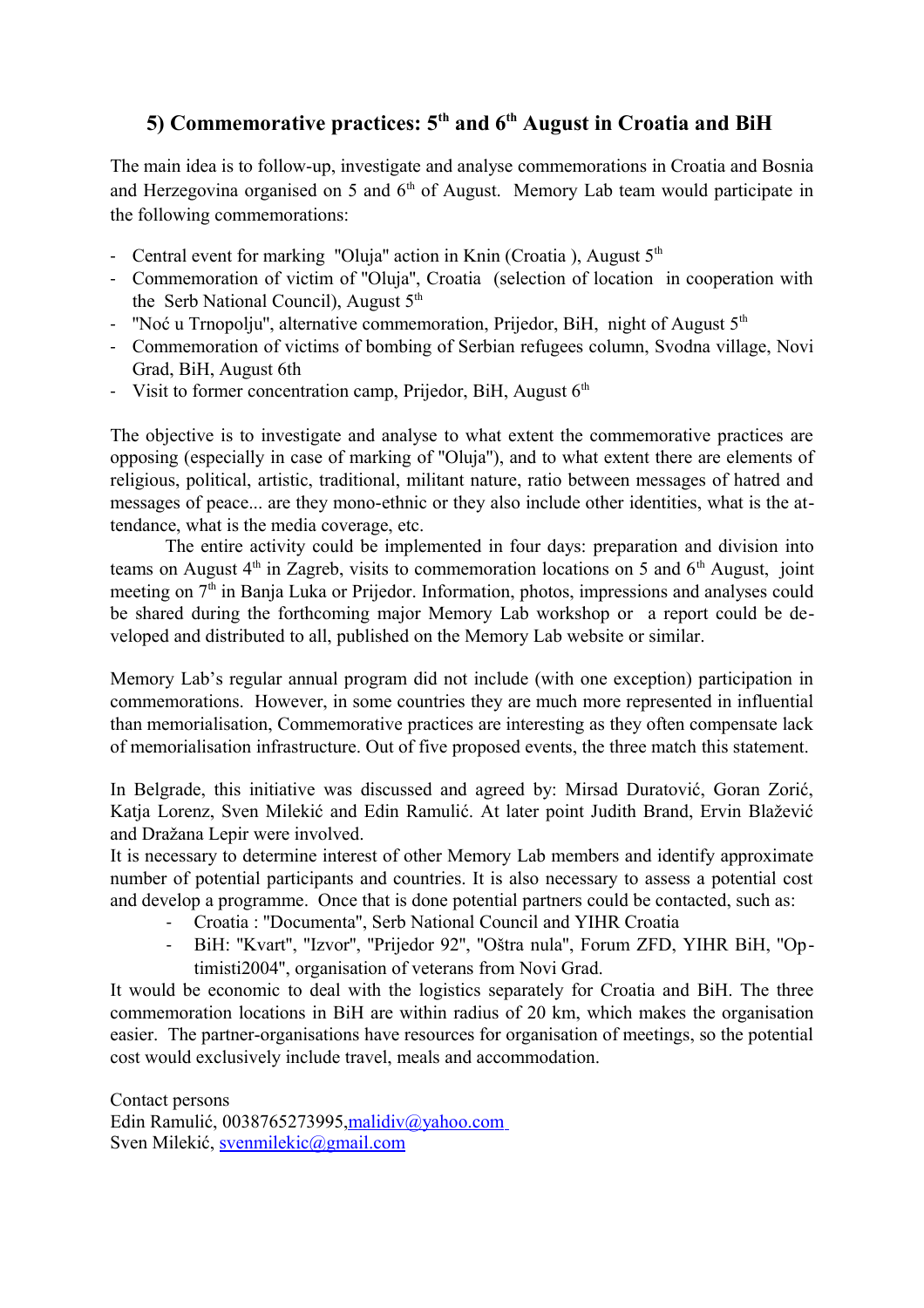## 5) Commemorative practices: 5th and 6th August in Croatia and BiH

The main idea is to follow-up, investigate and analyse commemorations in Croatia and Bosnia and Herzegovina organised on 5 and 6th of August. Memory Lab team would participate in the following commemorations:

- Central event for marking "Oluja" action in Knin (Croatia ), August 5th
- Commemoration of victim of "Oluja", Croatia (selection of location in cooperation with the Serb National Council), August 5th
- "Noć u Trnopolju", alternative commemoration, Prijedor, BiH, night of August 5th
- Commemoration of victims of bombing of Serbian refugees column, Svodna village, Novi Grad, BiH, August 6th
- Visit to former concentration camp, Prijedor, BiH, August 6th

The objective is to investigate and analyse to what extent the commemorative practices are opposing (especially in case of marking of "Oluja"), and to what extent there are elements of religious, political, artistic, traditional, militant nature, ratio between messages of hatred and messages of peace... are they mono-ethnic or they also include other identities, what is the attendance, what is the media coverage, etc.

The entire activity could be implemented in four days: preparation and division into teams on August 4th in Zagreb, visits to commemoration locations on 5 and 6th August, joint meeting on 7th in Banja Luka or Prijedor. Information, photos, impressions and analyses could be shared during the forthcoming major Memory Lab workshop or a report could be developed and distributed to all, published on the Memory Lab website or similar.

Memory Lab's regular annual program did not include (with one exception) participation in commemorations. However, in some countries they are much more represented in influential than memorialisation, Commemorative practices are interesting as they often compensate lack of memorialisation infrastructure. Out of five proposed events, the three match this statement.

In Belgrade, this initiative was discussed and agreed by: Mirsad Duratović, Goran Zorić, Katja Lorenz, Sven Milekić and Edin Ramulić. At later point Judith Brand, Ervin Blažević and Dražana Lepir were involved.
It is necessary to determine interest of other Memory Lab members and identify approximate number of potential participants and countries. It is also necessary to assess a potential cost and develop a programme. Once that is done potential partners could be contacted, such as:

- Croatia : "Documenta", Serb National Council and YIHR Croatia
- BiH: "Kvart", "Izvor", "Prijedor 92", "Oštra nula", Forum ZFD, YIHR BiH, "Optimisti2004", organisation of veterans from Novi Grad.

It would be economic to deal with the logistics separately for Croatia and BiH. The three commemoration locations in BiH are within radius of 20 km, which makes the organisation easier. The partner-organisations have resources for organisation of meetings, so the potential cost would exclusively include travel, meals and accommodation.

Contact persons
Edin Ramulić, 0038765273995, malidiv@yahoo.com
Sven Milekić, svenmilekic@gmail.com